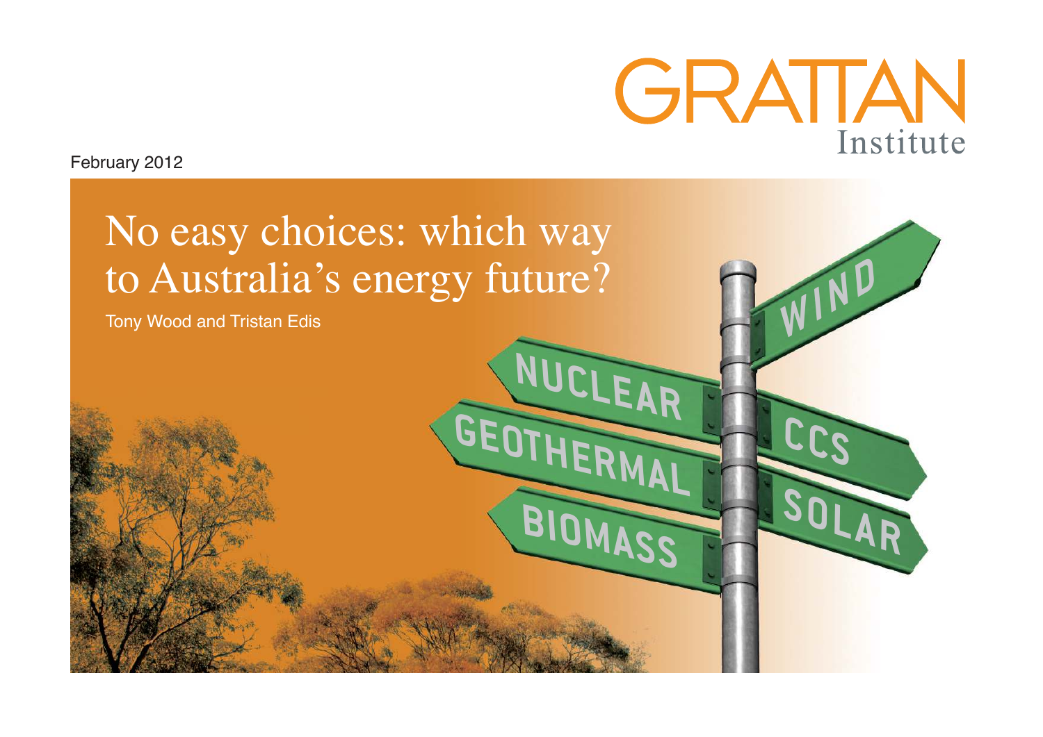GRATTAN Institute

February 2012

# No easy choices: which way to Australia's energy future?

Tony Wood and Tristan Edis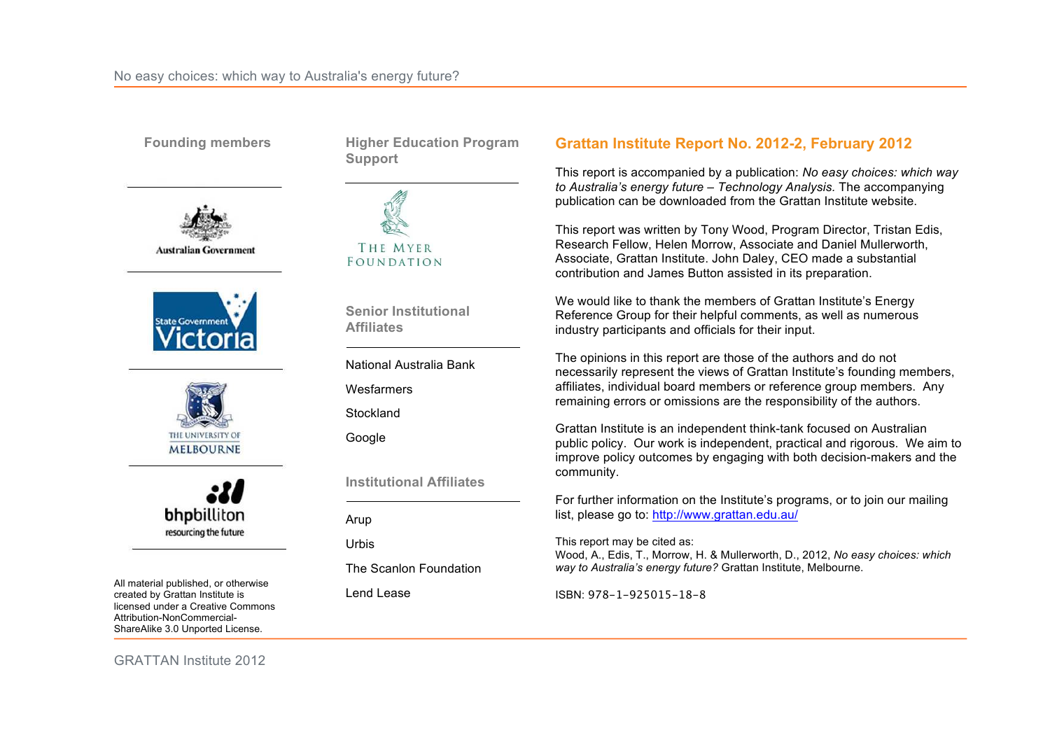### Founding members

Australian Government

State Government Victoria

The University of Melbourne

bhpbilliton resourcing the future

All material published, or otherwise created by Grattan Institute is licensed under a Creative Commons Attribution-NonCommercial-ShareAlike 3.0 Unported License.

### Higher Education Program Support

The Myer Foundation

### Senior Institutional Affiliates

National Australia Bank

Wesfarmers

Stockland

Google

### Institutional Affiliates

Arup

Urbis

The Scanlon Foundation

Lend Lease

## Grattan Institute Report No. 2012-2, February 2012

This report is accompanied by a publication: *No easy choices: which way to Australia's energy future – Technology Analysis.* The accompanying publication can be downloaded from the Grattan Institute website.

This report was written by Tony Wood, Program Director, Tristan Edis, Research Fellow, Helen Morrow, Associate and Daniel Mullerworth, Associate, Grattan Institute. John Daley, CEO made a substantial contribution and James Button assisted in its preparation.

We would like to thank the members of Grattan Institute's Energy Reference Group for their helpful comments, as well as numerous industry participants and officials for their input.

The opinions in this report are those of the authors and do not necessarily represent the views of Grattan Institute's founding members, affiliates, individual board members or reference group members. Any remaining errors or omissions are the responsibility of the authors.

Grattan Institute is an independent think-tank focused on Australian public policy. Our work is independent, practical and rigorous. We aim to improve policy outcomes by engaging with both decision-makers and the community.

For further information on the Institute's programs, or to join our mailing list, please go to: http://www.grattan.edu.au/

This report may be cited as:
Wood, A., Edis, T., Morrow, H. & Mullerworth, D., 2012, *No easy choices: which way to Australia's energy future?* Grattan Institute, Melbourne.

ISBN: 978-1-925015-18-8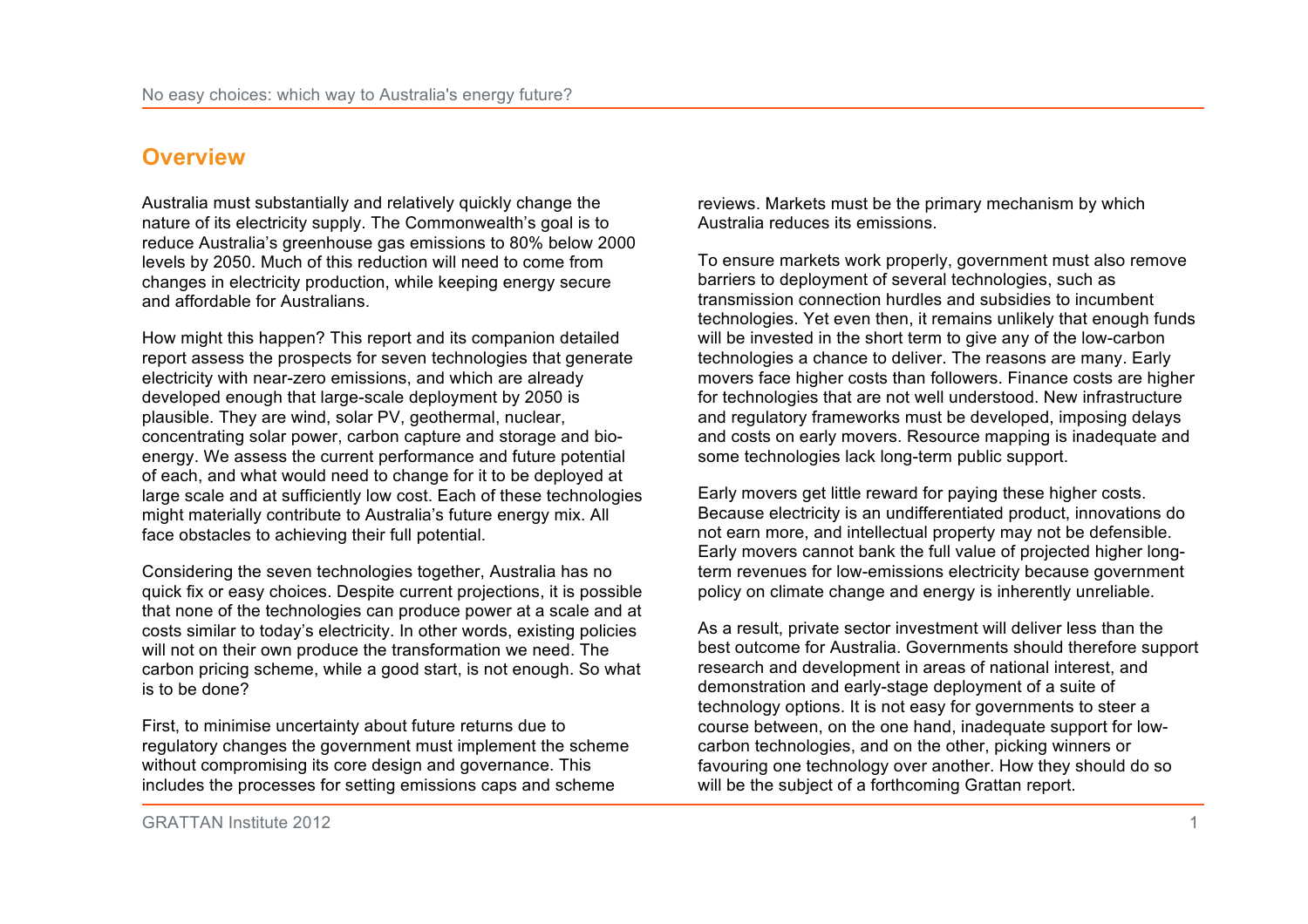## Overview

Australia must substantially and relatively quickly change the nature of its electricity supply. The Commonwealth's goal is to reduce Australia's greenhouse gas emissions to 80% below 2000 levels by 2050. Much of this reduction will need to come from changes in electricity production, while keeping energy secure and affordable for Australians.

How might this happen? This report and its companion detailed report assess the prospects for seven technologies that generate electricity with near-zero emissions, and which are already developed enough that large-scale deployment by 2050 is plausible. They are wind, solar PV, geothermal, nuclear, concentrating solar power, carbon capture and storage and bio-energy. We assess the current performance and future potential of each, and what would need to change for it to be deployed at large scale and at sufficiently low cost. Each of these technologies might materially contribute to Australia's future energy mix. All face obstacles to achieving their full potential.

Considering the seven technologies together, Australia has no quick fix or easy choices. Despite current projections, it is possible that none of the technologies can produce power at a scale and at costs similar to today's electricity. In other words, existing policies will not on their own produce the transformation we need. The carbon pricing scheme, while a good start, is not enough. So what is to be done?

First, to minimise uncertainty about future returns due to regulatory changes the government must implement the scheme without compromising its core design and governance. This includes the processes for setting emissions caps and scheme reviews. Markets must be the primary mechanism by which Australia reduces its emissions.

To ensure markets work properly, government must also remove barriers to deployment of several technologies, such as transmission connection hurdles and subsidies to incumbent technologies. Yet even then, it remains unlikely that enough funds will be invested in the short term to give any of the low-carbon technologies a chance to deliver. The reasons are many. Early movers face higher costs than followers. Finance costs are higher for technologies that are not well understood. New infrastructure and regulatory frameworks must be developed, imposing delays and costs on early movers. Resource mapping is inadequate and some technologies lack long-term public support.

Early movers get little reward for paying these higher costs. Because electricity is an undifferentiated product, innovations do not earn more, and intellectual property may not be defensible. Early movers cannot bank the full value of projected higher long-term revenues for low-emissions electricity because government policy on climate change and energy is inherently unreliable.

As a result, private sector investment will deliver less than the best outcome for Australia. Governments should therefore support research and development in areas of national interest, and demonstration and early-stage deployment of a suite of technology options. It is not easy for governments to steer a course between, on the one hand, inadequate support for low-carbon technologies, and on the other, picking winners or favouring one technology over another. How they should do so will be the subject of a forthcoming Grattan report.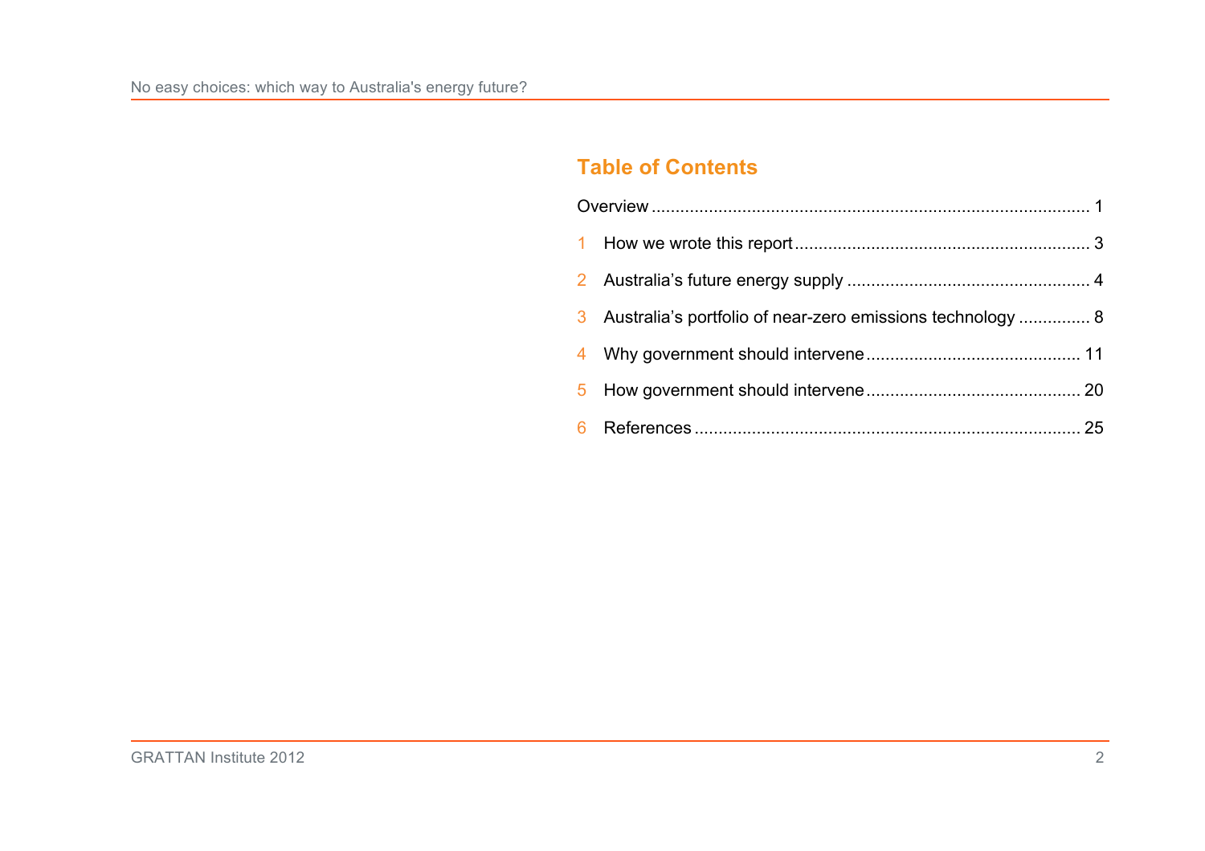## Table of Contents

Overview ............................................................................................ 1

1 How we wrote this report ............................................................. 3

2 Australia's future energy supply .................................................. 4

3 Australia's portfolio of near-zero emissions technology ............... 8

4 Why government should intervene ............................................ 11

5 How government should intervene ............................................ 20

6 References ............................................................................... 25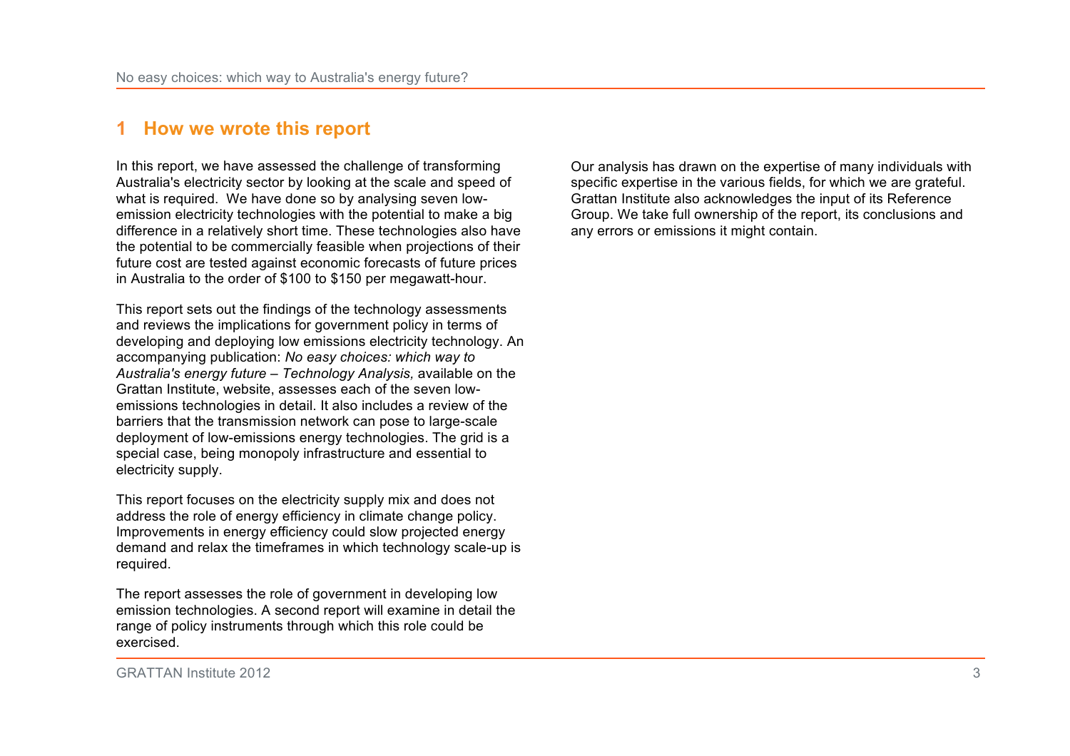# 1 How we wrote this report

In this report, we have assessed the challenge of transforming Australia's electricity sector by looking at the scale and speed of what is required. We have done so by analysing seven low-emission electricity technologies with the potential to make a big difference in a relatively short time. These technologies also have the potential to be commercially feasible when projections of their future cost are tested against economic forecasts of future prices in Australia to the order of $100 to $150 per megawatt-hour.

This report sets out the findings of the technology assessments and reviews the implications for government policy in terms of developing and deploying low emissions electricity technology. An accompanying publication: *No easy choices: which way to Australia's energy future – Technology Analysis,* available on the Grattan Institute, website, assesses each of the seven low-emissions technologies in detail. It also includes a review of the barriers that the transmission network can pose to large-scale deployment of low-emissions energy technologies. The grid is a special case, being monopoly infrastructure and essential to electricity supply.

This report focuses on the electricity supply mix and does not address the role of energy efficiency in climate change policy. Improvements in energy efficiency could slow projected energy demand and relax the timeframes in which technology scale-up is required.

The report assesses the role of government in developing low emission technologies. A second report will examine in detail the range of policy instruments through which this role could be exercised.

Our analysis has drawn on the expertise of many individuals with specific expertise in the various fields, for which we are grateful. Grattan Institute also acknowledges the input of its Reference Group. We take full ownership of the report, its conclusions and any errors or emissions it might contain.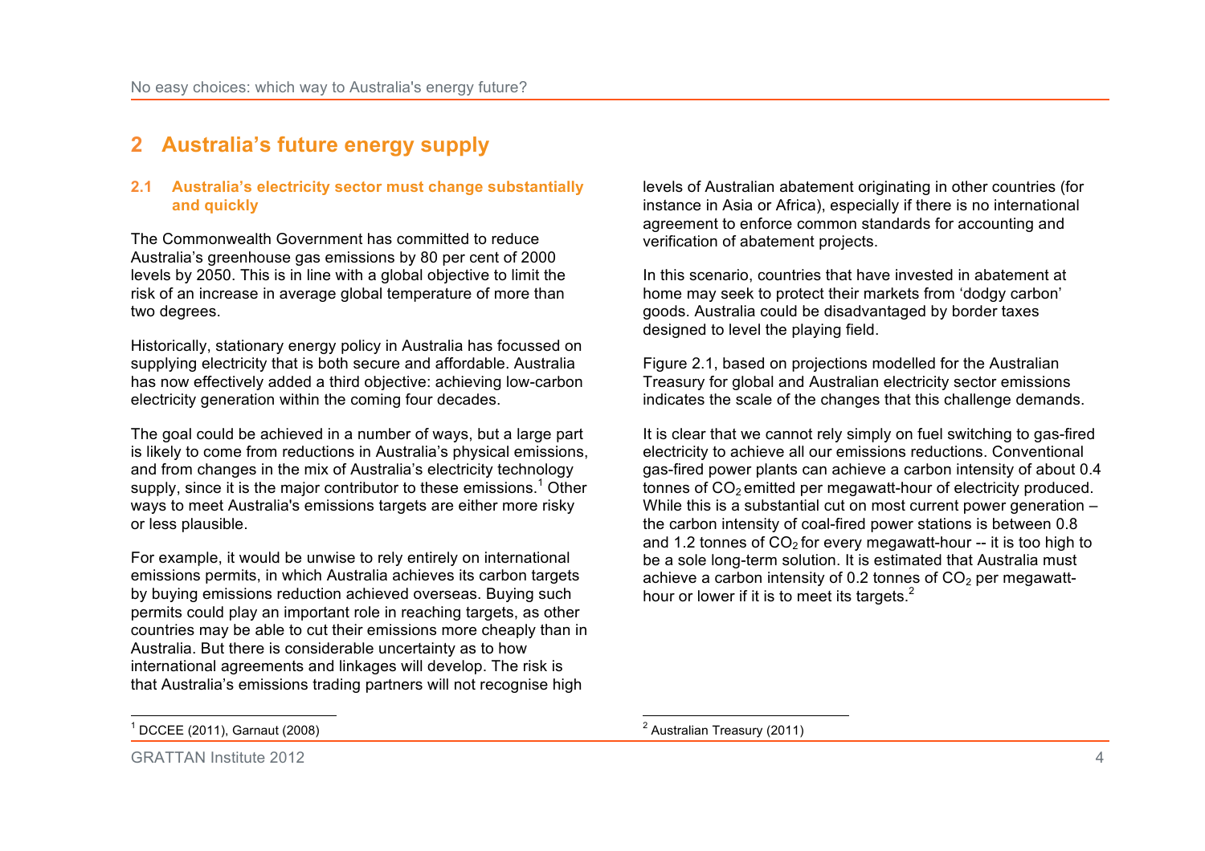## 2 Australia's future energy supply

### 2.1 Australia's electricity sector must change substantially and quickly

The Commonwealth Government has committed to reduce Australia's greenhouse gas emissions by 80 per cent of 2000 levels by 2050. This is in line with a global objective to limit the risk of an increase in average global temperature of more than two degrees.

Historically, stationary energy policy in Australia has focussed on supplying electricity that is both secure and affordable. Australia has now effectively added a third objective: achieving low-carbon electricity generation within the coming four decades.

The goal could be achieved in a number of ways, but a large part is likely to come from reductions in Australia's physical emissions, and from changes in the mix of Australia's electricity technology supply, since it is the major contributor to these emissions.[1] Other ways to meet Australia's emissions targets are either more risky or less plausible.

For example, it would be unwise to rely entirely on international emissions permits, in which Australia achieves its carbon targets by buying emissions reduction achieved overseas. Buying such permits could play an important role in reaching targets, as other countries may be able to cut their emissions more cheaply than in Australia. But there is considerable uncertainty as to how international agreements and linkages will develop. The risk is that Australia's emissions trading partners will not recognise high levels of Australian abatement originating in other countries (for instance in Asia or Africa), especially if there is no international agreement to enforce common standards for accounting and verification of abatement projects.

In this scenario, countries that have invested in abatement at home may seek to protect their markets from 'dodgy carbon' goods. Australia could be disadvantaged by border taxes designed to level the playing field.

Figure 2.1, based on projections modelled for the Australian Treasury for global and Australian electricity sector emissions indicates the scale of the changes that this challenge demands.

It is clear that we cannot rely simply on fuel switching to gas-fired electricity to achieve all our emissions reductions. Conventional gas-fired power plants can achieve a carbon intensity of about 0.4 tonnes of $CO_2$ emitted per megawatt-hour of electricity produced. While this is a substantial cut on most current power generation – the carbon intensity of coal-fired power stations is between 0.8 and 1.2 tonnes of $CO_2$ for every megawatt-hour -- it is too high to be a sole long-term solution. It is estimated that Australia must achieve a carbon intensity of 0.2 tonnes of $CO_2$ per megawatt-hour or lower if it is to meet its targets.[2]

---

[1] DCCEE (2011), Garnaut (2008)

[2] Australian Treasury (2011)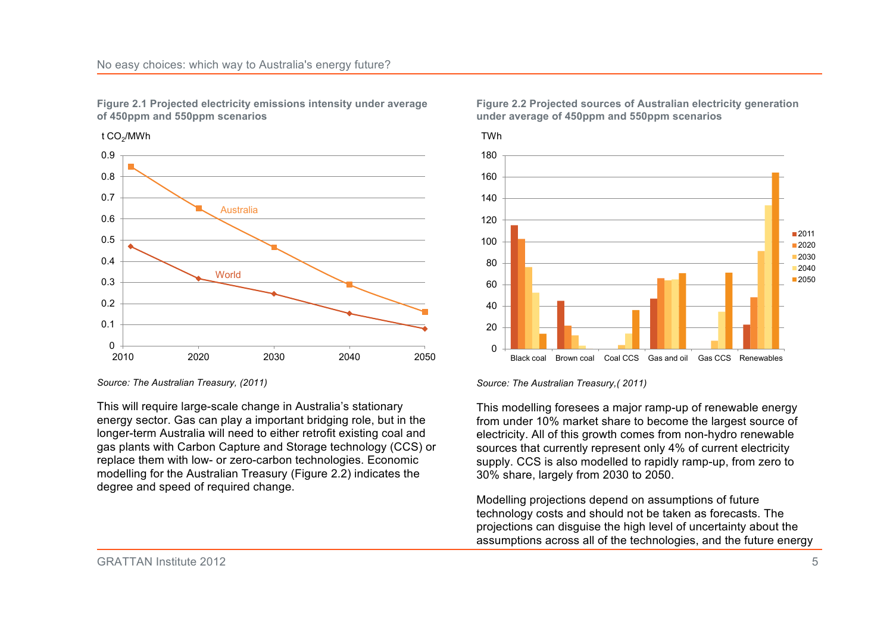**Figure 2.1 Projected electricity emissions intensity under average of 450ppm and 550ppm scenarios**

t $CO_2$/MWh

0.9
0.8
0.7
0.6
0.5
0.4
0.3
0.2
0.1
0

2010 2020 2030 2040 2050

Australia

World

*Source: The Australian Treasury, (2011)*

This will require large-scale change in Australia's stationary energy sector. Gas can play a important bridging role, but in the longer-term Australia will need to either retrofit existing coal and gas plants with Carbon Capture and Storage technology (CCS) or replace them with low- or zero-carbon technologies. Economic modelling for the Australian Treasury (Figure 2.2) indicates the degree and speed of required change.

**Figure 2.2 Projected sources of Australian electricity generation under average of 450ppm and 550ppm scenarios**

TWh

180
160
140
120
100
80
60
40
20
0

Black coal Brown coal Coal CCS Gas and oil Gas CCS Renewables

2011
2020
2030
2040
2050

*Source: The Australian Treasury,( 2011)*

This modelling foresees a major ramp-up of renewable energy from under 10% market share to become the largest source of electricity. All of this growth comes from non-hydro renewable sources that currently represent only 4% of current electricity supply. CCS is also modelled to rapidly ramp-up, from zero to 30% share, largely from 2030 to 2050.

Modelling projections depend on assumptions of future technology costs and should not be taken as forecasts. The projections can disguise the high level of uncertainty about the assumptions across all of the technologies, and the future energy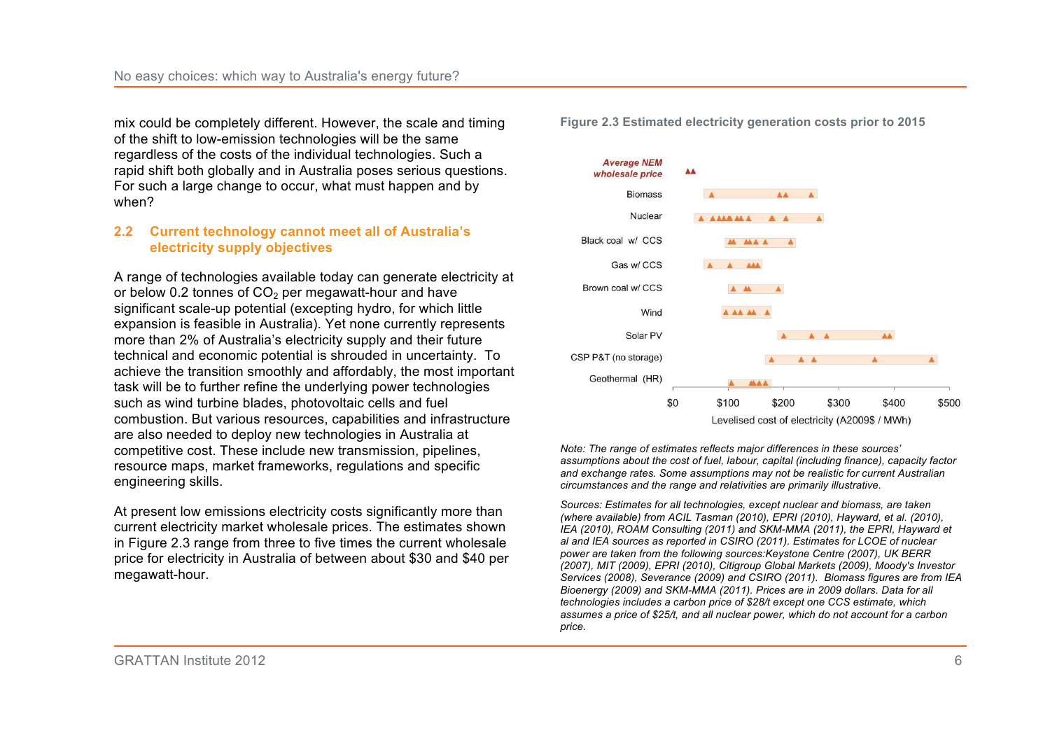mix could be completely different. However, the scale and timing of the shift to low-emission technologies will be the same regardless of the costs of the individual technologies. Such a rapid shift both globally and in Australia poses serious questions. For such a large change to occur, what must happen and by when?

## 2.2 Current technology cannot meet all of Australia's electricity supply objectives

A range of technologies available today can generate electricity at or below 0.2 tonnes of $CO_2$ per megawatt-hour and have significant scale-up potential (excepting hydro, for which little expansion is feasible in Australia). Yet none currently represents more than 2% of Australia's electricity supply and their future technical and economic potential is shrouded in uncertainty. To achieve the transition smoothly and affordably, the most important task will be to further refine the underlying power technologies such as wind turbine blades, photovoltaic cells and fuel combustion. But various resources, capabilities and infrastructure are also needed to deploy new technologies in Australia at competitive cost. These include new transmission, pipelines, resource maps, market frameworks, regulations and specific engineering skills.

At present low emissions electricity costs significantly more than current electricity market wholesale prices. The estimates shown in Figure 2.3 range from three to five times the current wholesale price for electricity in Australia of between about $30 and $40 per megawatt-hour.

**Figure 2.3 Estimated electricity generation costs prior to 2015**

Average NEM wholesale price
Biomass
Nuclear
Black coal w/ CCS
Gas w/ CCS
Brown coal w/ CCS
Wind
Solar PV
CSP P&T (no storage)
Geothermal (HR)

$0 $100 $200 $300 $400 $500

Levelised cost of electricity (A2009$ / MWh)

*Note: The range of estimates reflects major differences in these sources' assumptions about the cost of fuel, labour, capital (including finance), capacity factor and exchange rates. Some assumptions may not be realistic for current Australian circumstances and the range and relativities are primarily illustrative.*

*Sources: Estimates for all technologies, except nuclear and biomass, are taken (where available) from ACIL Tasman (2010), EPRI (2010), Hayward, et al. (2010), IEA (2010), ROAM Consulting (2011) and SKM-MMA (2011), the EPRI, Hayward et al and IEA sources as reported in CSIRO (2011). Estimates for LCOE of nuclear power are taken from the following sources:Keystone Centre (2007), UK BERR (2007), MIT (2009), EPRI (2010), Citigroup Global Markets (2009), Moody's Investor Services (2008), Severance (2009) and CSIRO (2011). Biomass figures are from IEA Bioenergy (2009) and SKM-MMA (2011). Prices are in 2009 dollars. Data for all technologies includes a carbon price of $28/t except one CCS estimate, which assumes a price of $25/t, and all nuclear power, which do not account for a carbon price.*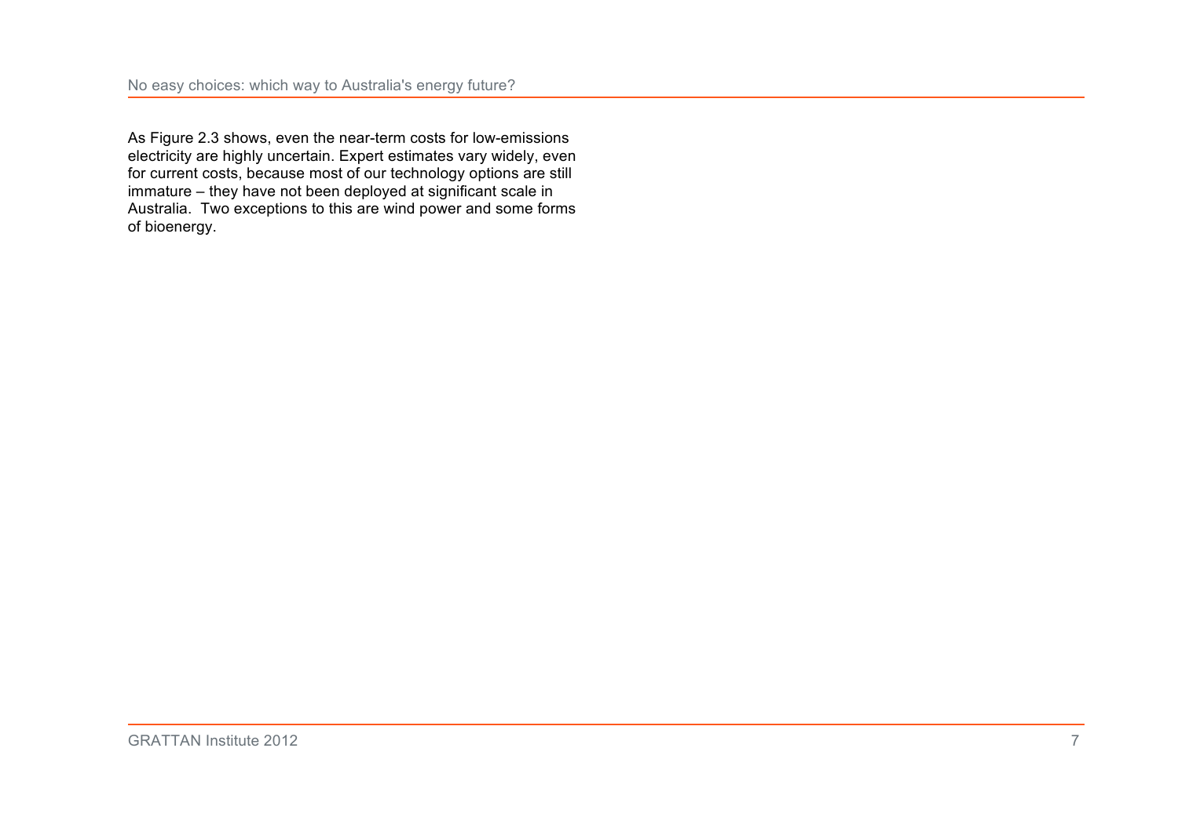As Figure 2.3 shows, even the near-term costs for low-emissions electricity are highly uncertain. Expert estimates vary widely, even for current costs, because most of our technology options are still immature – they have not been deployed at significant scale in Australia.  Two exceptions to this are wind power and some forms of bioenergy.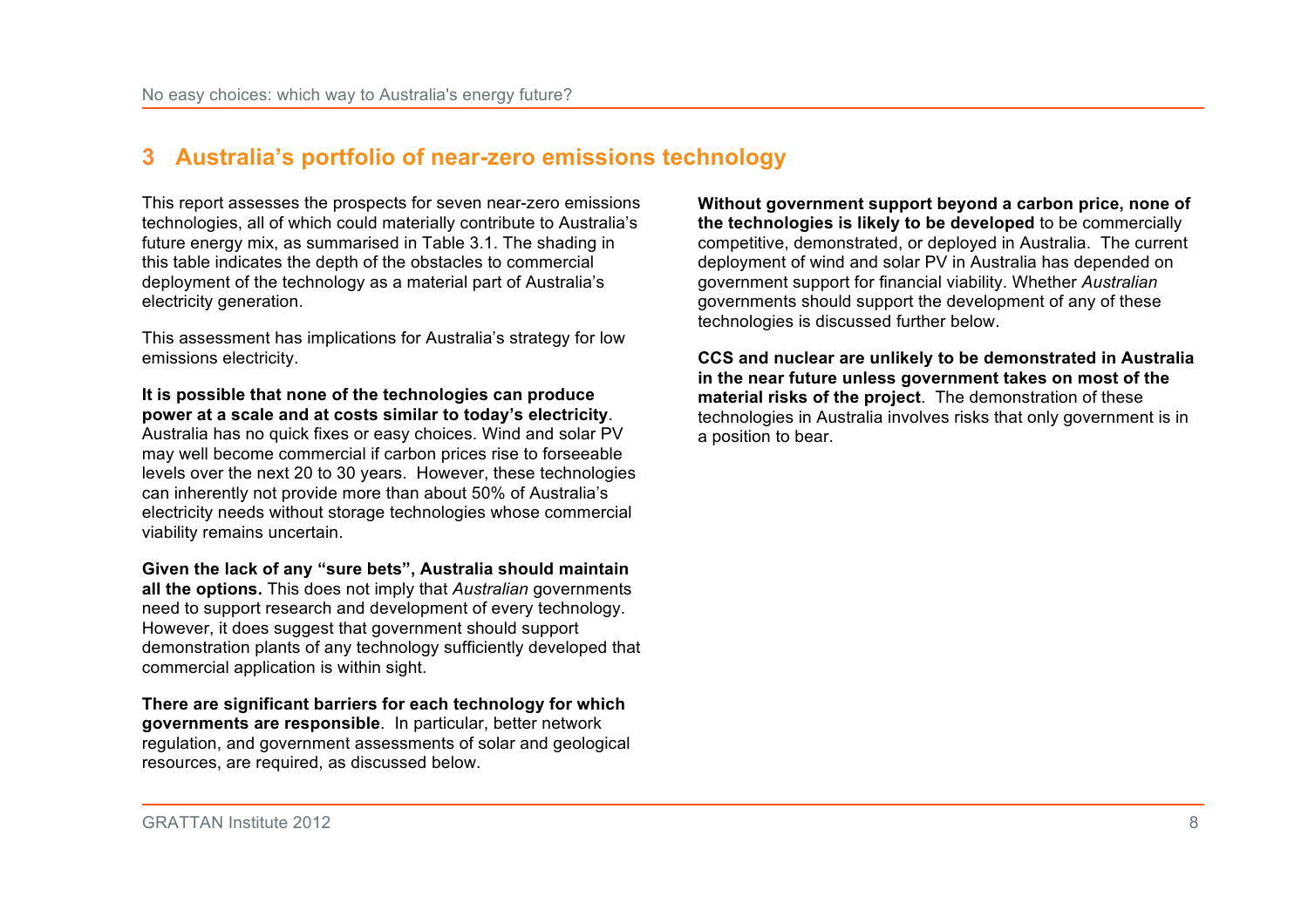# 3 Australia's portfolio of near-zero emissions technology

This report assesses the prospects for seven near-zero emissions technologies, all of which could materially contribute to Australia's future energy mix, as summarised in Table 3.1. The shading in this table indicates the depth of the obstacles to commercial deployment of the technology as a material part of Australia's electricity generation.

This assessment has implications for Australia's strategy for low emissions electricity.

**It is possible that none of the technologies can produce power at a scale and at costs similar to today's electricity**. Australia has no quick fixes or easy choices. Wind and solar PV may well become commercial if carbon prices rise to forseeable levels over the next 20 to 30 years. However, these technologies can inherently not provide more than about 50% of Australia's electricity needs without storage technologies whose commercial viability remains uncertain.

**Given the lack of any "sure bets", Australia should maintain all the options.** This does not imply that *Australian* governments need to support research and development of every technology. However, it does suggest that government should support demonstration plants of any technology sufficiently developed that commercial application is within sight.

**There are significant barriers for each technology for which governments are responsible**. In particular, better network regulation, and government assessments of solar and geological resources, are required, as discussed below.

**Without government support beyond a carbon price, none of the technologies is likely to be developed** to be commercially competitive, demonstrated, or deployed in Australia. The current deployment of wind and solar PV in Australia has depended on government support for financial viability. Whether *Australian* governments should support the development of any of these technologies is discussed further below.

**CCS and nuclear are unlikely to be demonstrated in Australia in the near future unless government takes on most of the material risks of the project**. The demonstration of these technologies in Australia involves risks that only government is in a position to bear.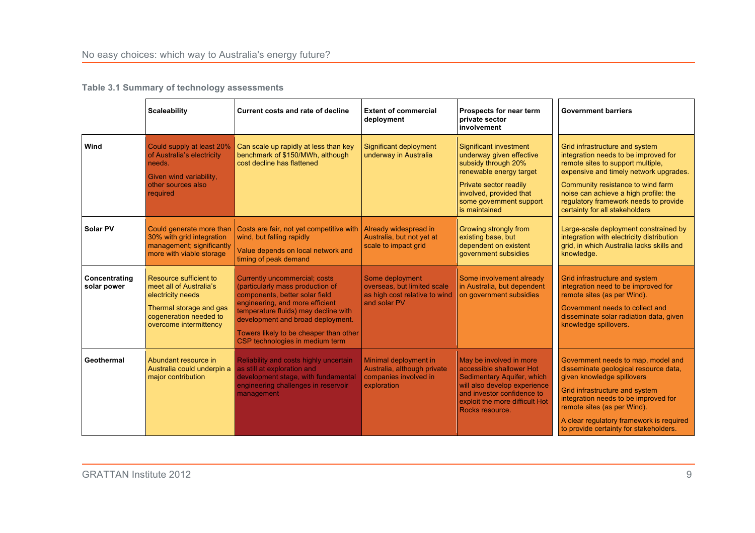**Table 3.1 Summary of technology assessments**

| | Scaleability | Current costs and rate of decline | Extent of commercial deployment | Prospects for near term private sector involvement | Government barriers |
|---|---|---|---|---|---|
| **Wind** | Could supply at least 20% of Australia's electricity needs. Given wind variability, other sources also required | Can scale up rapidly at less than key benchmark of $150/MWh, although cost decline has flattened | Significant deployment underway in Australia | Significant investment underway given effective subsidy through 20% renewable energy target. Private sector readily involved, provided that some government support is maintained | Grid infrastructure and system integration needs to be improved for remote sites to support multiple, expensive and timely network upgrades. Community resistance to wind farm noise can achieve a high profile: the regulatory framework needs to provide certainty for all stakeholders |
| **Solar PV** | Could generate more than 30% with grid integration management; significantly more with viable storage | Costs are fair, not yet competitive with wind, but falling rapidly. Value depends on local network and timing of peak demand | Already widespread in Australia, but not yet at scale to impact grid | Growing strongly from existing base, but dependent on existent government subsidies | Large-scale deployment constrained by integration with electricity distribution grid, in which Australia lacks skills and knowledge. |
| **Concentrating solar power** | Resource sufficient to meet all of Australia's electricity needs. Thermal storage and gas cogeneration needed to overcome intermittency | Currently uncommercial; costs (particularly mass production of components, better solar field engineering, and more efficient temperature fluids) may decline with development and broad deployment. Towers likely to be cheaper than other CSP technologies in medium term | Some deployment overseas, but limited scale as high cost relative to wind and solar PV | Some involvement already in Australia, but dependent on government subsidies | Grid infrastructure and system integration need to be improved for remote sites (as per Wind). Government needs to collect and disseminate solar radiation data, given knowledge spillovers. |
| **Geothermal** | Abundant resource in Australia could underpin a major contribution | Reliability and costs highly uncertain as still at exploration and development stage, with fundamental engineering challenges in reservoir management | Minimal deployment in Australia, although private companies involved in exploration | May be involved in more accessible shallower Hot Sedimentary Aquifer, which will also develop experience and investor confidence to exploit the more difficult Hot Rocks resource. | Government needs to map, model and disseminate geological resource data, given knowledge spillovers. Grid infrastructure and system integration needs to be improved for remote sites (as per Wind). A clear regulatory framework is required to provide certainty for stakeholders. |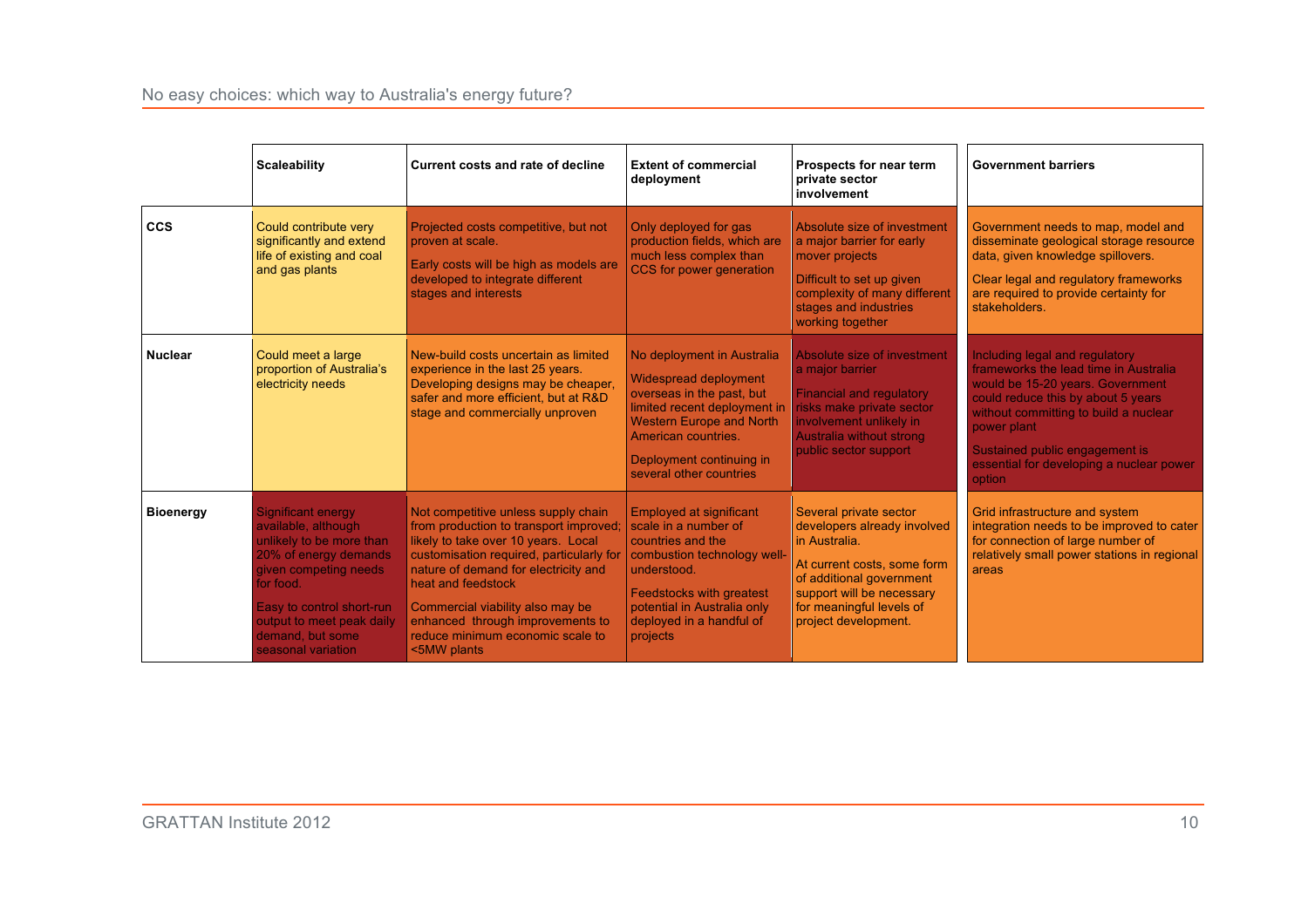| | Scaleability | Current costs and rate of decline | Extent of commercial deployment | Prospects for near term private sector involvement | Government barriers |
|---|---|---|---|---|---|
| **CCS** | Could contribute very significantly and extend life of existing and coal and gas plants | Projected costs competitive, but not proven at scale. Early costs will be high as models are developed to integrate different stages and interests | Only deployed for gas production fields, which are much less complex than CCS for power generation | Absolute size of investment a major barrier for early mover projects Difficult to set up given complexity of many different stages and industries working together | Government needs to map, model and disseminate geological storage resource data, given knowledge spillovers. Clear legal and regulatory frameworks are required to provide certainty for stakeholders. |
| **Nuclear** | Could meet a large proportion of Australia's electricity needs | New-build costs uncertain as limited experience in the last 25 years. Developing designs may be cheaper, safer and more efficient, but at R&D stage and commercially unproven | No deployment in Australia Widespread deployment overseas in the past, but limited recent deployment in Western Europe and North American countries. Deployment continuing in several other countries | Absolute size of investment a major barrier Financial and regulatory risks make private sector involvement unlikely in Australia without strong public sector support | Including legal and regulatory frameworks the lead time in Australia would be 15-20 years. Government could reduce this by about 5 years without committing to build a nuclear power plant Sustained public engagement is essential for developing a nuclear power option |
| **Bioenergy** | Significant energy available, although unlikely to be more than 20% of energy demands given competing needs for food. Easy to control short-run output to meet peak daily demand, but some seasonal variation | Not competitive unless supply chain from production to transport improved; likely to take over 10 years. Local customisation required, particularly for nature of demand for electricity and heat and feedstock Commercial viability also may be enhanced through improvements to reduce minimum economic scale to <5MW plants | Employed at significant scale in a number of countries and the combustion technology well-understood. Feedstocks with greatest potential in Australia only deployed in a handful of projects | Several private sector developers already involved in Australia. At current costs, some form of additional government support will be necessary for meaningful levels of project development. | Grid infrastructure and system integration needs to be improved to cater for connection of large number of relatively small power stations in regional areas |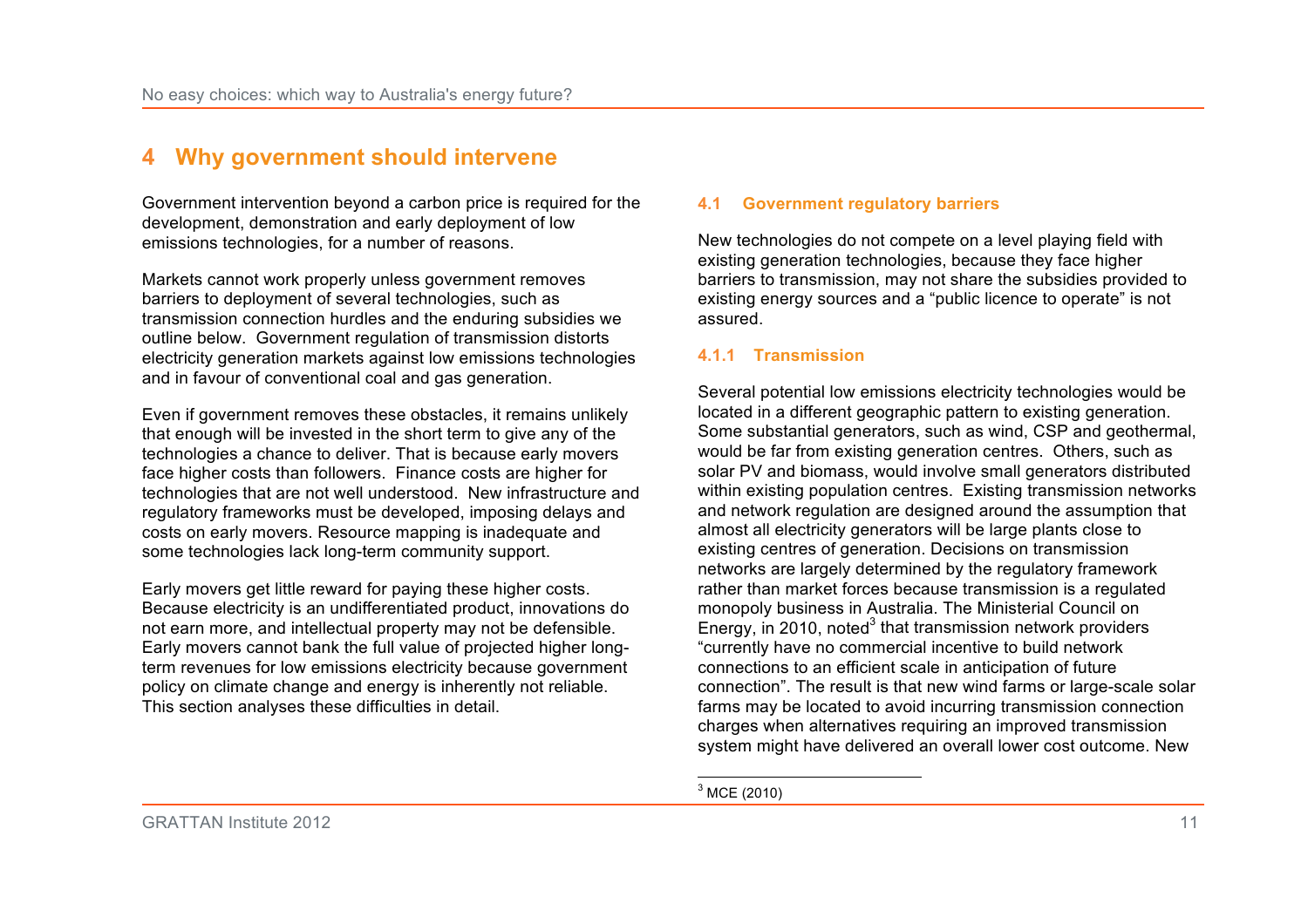# 4 Why government should intervene

Government intervention beyond a carbon price is required for the development, demonstration and early deployment of low emissions technologies, for a number of reasons.

Markets cannot work properly unless government removes barriers to deployment of several technologies, such as transmission connection hurdles and the enduring subsidies we outline below. Government regulation of transmission distorts electricity generation markets against low emissions technologies and in favour of conventional coal and gas generation.

Even if government removes these obstacles, it remains unlikely that enough will be invested in the short term to give any of the technologies a chance to deliver. That is because early movers face higher costs than followers. Finance costs are higher for technologies that are not well understood. New infrastructure and regulatory frameworks must be developed, imposing delays and costs on early movers. Resource mapping is inadequate and some technologies lack long-term community support.

Early movers get little reward for paying these higher costs. Because electricity is an undifferentiated product, innovations do not earn more, and intellectual property may not be defensible. Early movers cannot bank the full value of projected higher long-term revenues for low emissions electricity because government policy on climate change and energy is inherently not reliable. This section analyses these difficulties in detail.

## 4.1 Government regulatory barriers

New technologies do not compete on a level playing field with existing generation technologies, because they face higher barriers to transmission, may not share the subsidies provided to existing energy sources and a "public licence to operate" is not assured.

### 4.1.1 Transmission

Several potential low emissions electricity technologies would be located in a different geographic pattern to existing generation. Some substantial generators, such as wind, CSP and geothermal, would be far from existing generation centres. Others, such as solar PV and biomass, would involve small generators distributed within existing population centres. Existing transmission networks and network regulation are designed around the assumption that almost all electricity generators will be large plants close to existing centres of generation. Decisions on transmission networks are largely determined by the regulatory framework rather than market forces because transmission is a regulated monopoly business in Australia. The Ministerial Council on Energy, in 2010, noted[3] that transmission network providers "currently have no commercial incentive to build network connections to an efficient scale in anticipation of future connection". The result is that new wind farms or large-scale solar farms may be located to avoid incurring transmission connection charges when alternatives requiring an improved transmission system might have delivered an overall lower cost outcome. New

[3] MCE (2010)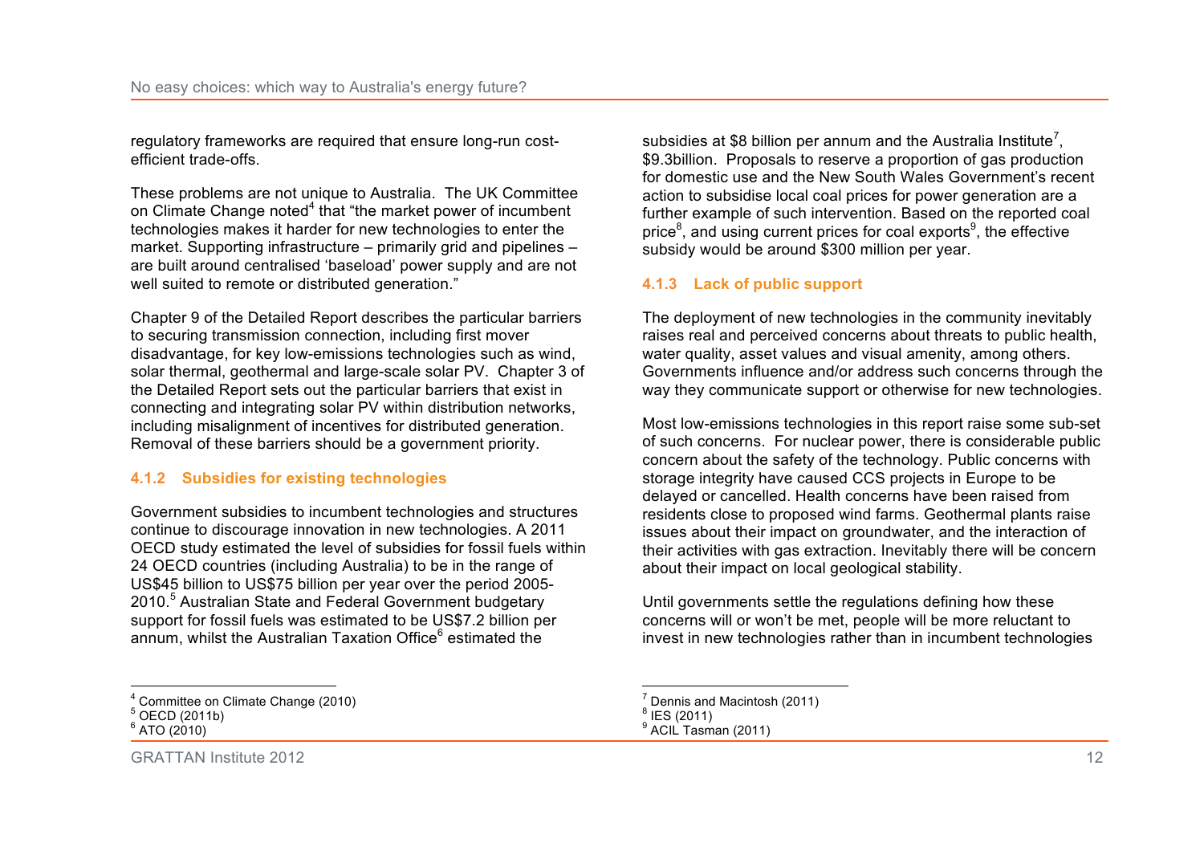regulatory frameworks are required that ensure long-run cost-efficient trade-offs.

These problems are not unique to Australia. The UK Committee on Climate Change noted[4] that "the market power of incumbent technologies makes it harder for new technologies to enter the market. Supporting infrastructure – primarily grid and pipelines – are built around centralised 'baseload' power supply and are not well suited to remote or distributed generation."

Chapter 9 of the Detailed Report describes the particular barriers to securing transmission connection, including first mover disadvantage, for key low-emissions technologies such as wind, solar thermal, geothermal and large-scale solar PV. Chapter 3 of the Detailed Report sets out the particular barriers that exist in connecting and integrating solar PV within distribution networks, including misalignment of incentives for distributed generation. Removal of these barriers should be a government priority.

### 4.1.2 Subsidies for existing technologies

Government subsidies to incumbent technologies and structures continue to discourage innovation in new technologies. A 2011 OECD study estimated the level of subsidies for fossil fuels within 24 OECD countries (including Australia) to be in the range of US$45 billion to US$75 billion per year over the period 2005-2010.[5] Australian State and Federal Government budgetary support for fossil fuels was estimated to be US$7.2 billion per annum, whilst the Australian Taxation Office[6] estimated the subsidies at $8 billion per annum and the Australia Institute[7], $9.3billion. Proposals to reserve a proportion of gas production for domestic use and the New South Wales Government's recent action to subsidise local coal prices for power generation are a further example of such intervention. Based on the reported coal price[8], and using current prices for coal exports[9], the effective subsidy would be around $300 million per year.

### 4.1.3 Lack of public support

The deployment of new technologies in the community inevitably raises real and perceived concerns about threats to public health, water quality, asset values and visual amenity, among others. Governments influence and/or address such concerns through the way they communicate support or otherwise for new technologies.

Most low-emissions technologies in this report raise some sub-set of such concerns. For nuclear power, there is considerable public concern about the safety of the technology. Public concerns with storage integrity have caused CCS projects in Europe to be delayed or cancelled. Health concerns have been raised from residents close to proposed wind farms. Geothermal plants raise issues about their impact on groundwater, and the interaction of their activities with gas extraction. Inevitably there will be concern about their impact on local geological stability.

Until governments settle the regulations defining how these concerns will or won't be met, people will be more reluctant to invest in new technologies rather than in incumbent technologies

[4] Committee on Climate Change (2010)
[5] OECD (2011b)
[6] ATO (2010)
[7] Dennis and Macintosh (2011)
[8] IES (2011)
[9] ACIL Tasman (2011)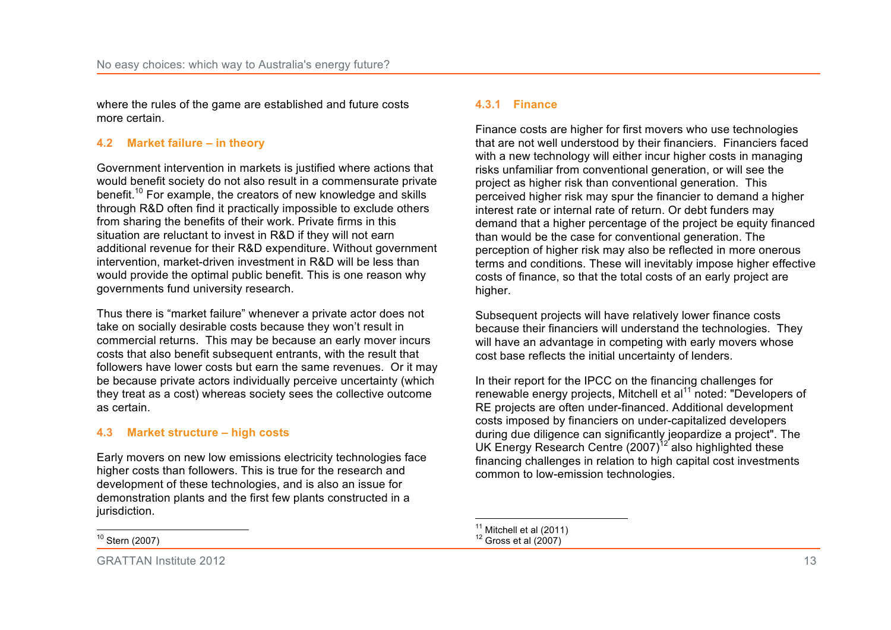where the rules of the game are established and future costs more certain.

## 4.2 Market failure – in theory

Government intervention in markets is justified where actions that would benefit society do not also result in a commensurate private benefit.[10] For example, the creators of new knowledge and skills through R&D often find it practically impossible to exclude others from sharing the benefits of their work. Private firms in this situation are reluctant to invest in R&D if they will not earn additional revenue for their R&D expenditure. Without government intervention, market-driven investment in R&D will be less than would provide the optimal public benefit. This is one reason why governments fund university research.

Thus there is “market failure” whenever a private actor does not take on socially desirable costs because they won’t result in commercial returns. This may be because an early mover incurs costs that also benefit subsequent entrants, with the result that followers have lower costs but earn the same revenues. Or it may be because private actors individually perceive uncertainty (which they treat as a cost) whereas society sees the collective outcome as certain.

## 4.3 Market structure – high costs

Early movers on new low emissions electricity technologies face higher costs than followers. This is true for the research and development of these technologies, and is also an issue for demonstration plants and the first few plants constructed in a jurisdiction.

### 4.3.1 Finance

Finance costs are higher for first movers who use technologies that are not well understood by their financiers. Financiers faced with a new technology will either incur higher costs in managing risks unfamiliar from conventional generation, or will see the project as higher risk than conventional generation. This perceived higher risk may spur the financier to demand a higher interest rate or internal rate of return. Or debt funders may demand that a higher percentage of the project be equity financed than would be the case for conventional generation. The perception of higher risk may also be reflected in more onerous terms and conditions. These will inevitably impose higher effective costs of finance, so that the total costs of an early project are higher.

Subsequent projects will have relatively lower finance costs because their financiers will understand the technologies. They will have an advantage in competing with early movers whose cost base reflects the initial uncertainty of lenders.

In their report for the IPCC on the financing challenges for renewable energy projects, Mitchell et al[11] noted: "Developers of RE projects are often under-financed. Additional development costs imposed by financiers on under-capitalized developers during due diligence can significantly jeopardize a project". The UK Energy Research Centre (2007)[12] also highlighted these financing challenges in relation to high capital cost investments common to low-emission technologies.

---

[10] Stern (2007)

[11] Mitchell et al (2011)

[12] Gross et al (2007)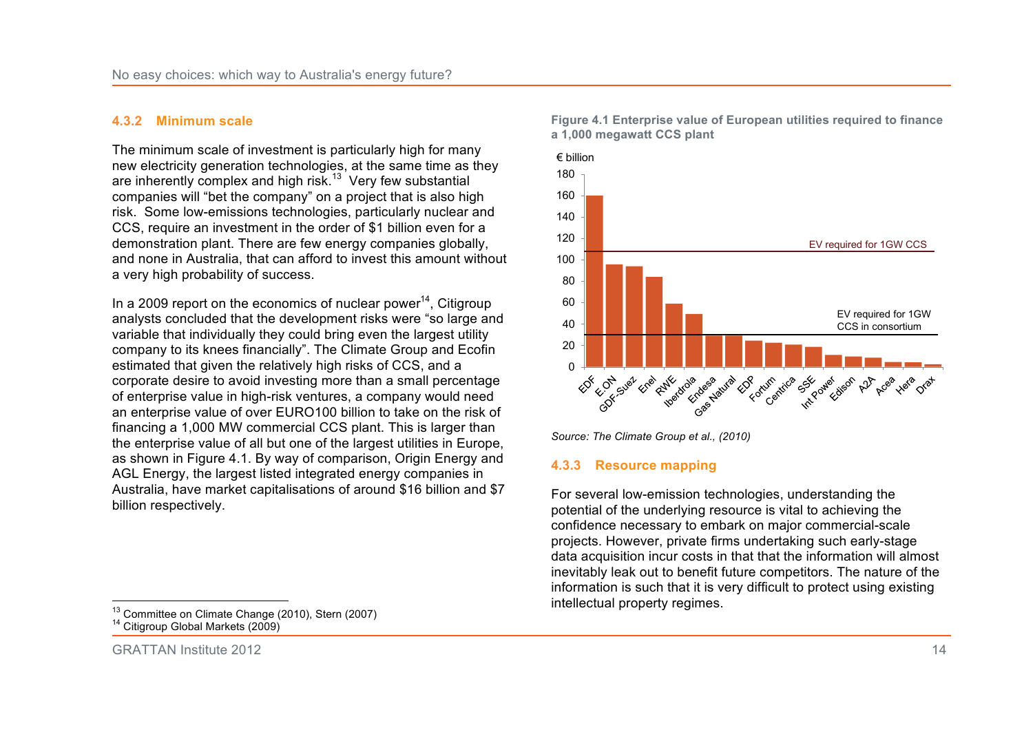### 4.3.2 Minimum scale

The minimum scale of investment is particularly high for many new electricity generation technologies, at the same time as they are inherently complex and high risk.[13] Very few substantial companies will "bet the company" on a project that is also high risk. Some low-emissions technologies, particularly nuclear and CCS, require an investment in the order of $1 billion even for a demonstration plant. There are few energy companies globally, and none in Australia, that can afford to invest this amount without a very high probability of success.

In a 2009 report on the economics of nuclear power[14], Citigroup analysts concluded that the development risks were "so large and variable that individually they could bring even the largest utility company to its knees financially". The Climate Group and Ecofin estimated that given the relatively high risks of CCS, and a corporate desire to avoid investing more than a small percentage of enterprise value in high-risk ventures, a company would need an enterprise value of over EURO100 billion to take on the risk of financing a 1,000 MW commercial CCS plant. This is larger than the enterprise value of all but one of the largest utilities in Europe, as shown in Figure 4.1. By way of comparison, Origin Energy and AGL Energy, the largest listed integrated energy companies in Australia, have market capitalisations of around $16 billion and $7 billion respectively.

**Figure 4.1 Enterprise value of European utilities required to finance a 1,000 megawatt CCS plant**

€ billion

180
160
140
120
100
80
60
40
20
0

EV required for 1GW CCS

EV required for 1GW CCS in consortium

EDF, E.ON, GDF-Suez, Enel, RWE, Iberdrola, Endesa, Gas Natural, EDP, Fortum, Centrica, SSE, Int Power, Edison, A2A, Acea, Hera, Drax

*Source: The Climate Group et al., (2010)*

### 4.3.3 Resource mapping

For several low-emission technologies, understanding the potential of the underlying resource is vital to achieving the confidence necessary to embark on major commercial-scale projects. However, private firms undertaking such early-stage data acquisition incur costs in that that the information will almost inevitably leak out to benefit future competitors. The nature of the information is such that it is very difficult to protect using existing intellectual property regimes.

---

[13] Committee on Climate Change (2010), Stern (2007)
[14] Citigroup Global Markets (2009)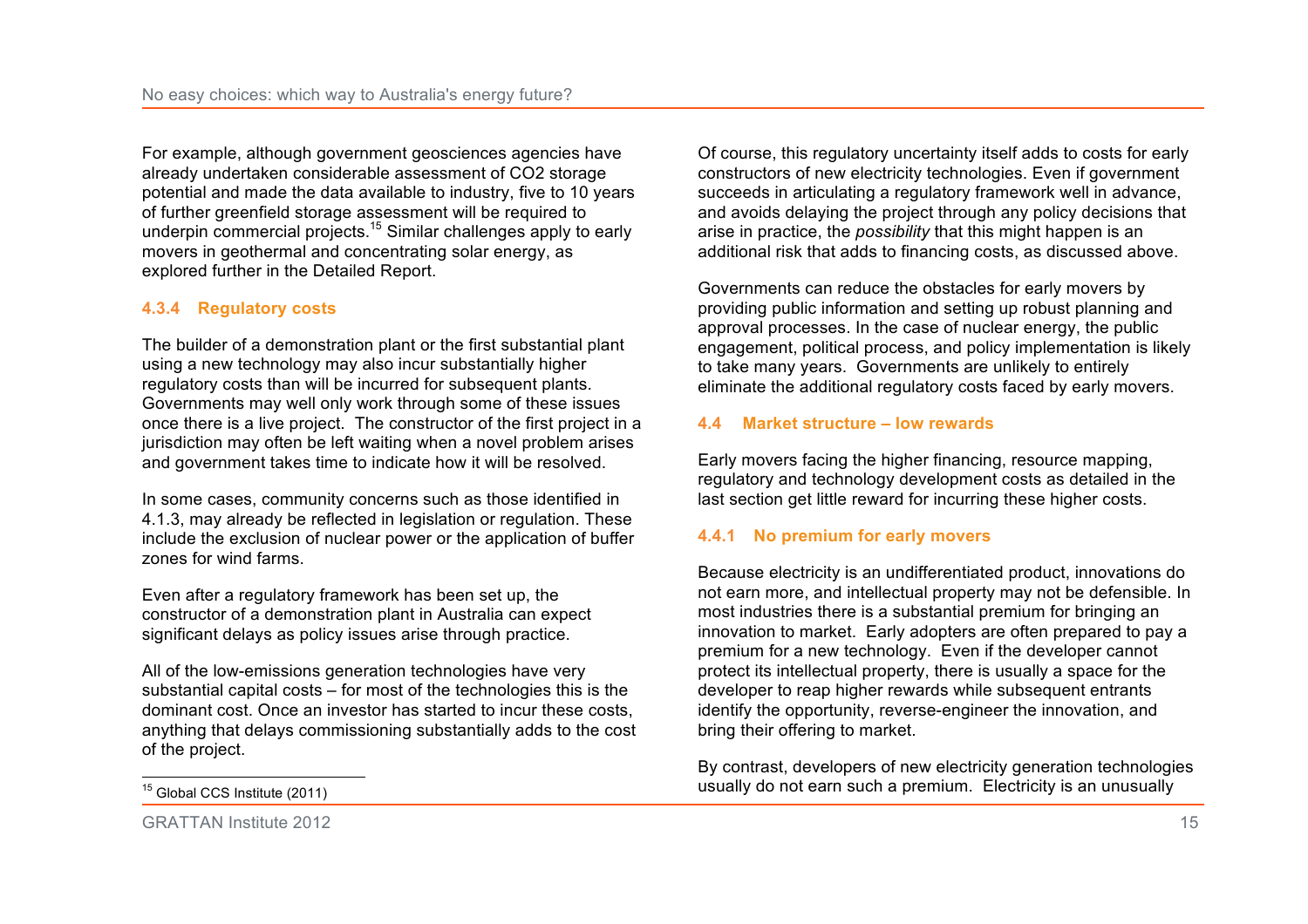For example, although government geosciences agencies have already undertaken considerable assessment of $CO_2$ storage potential and made the data available to industry, five to 10 years of further greenfield storage assessment will be required to underpin commercial projects.[15] Similar challenges apply to early movers in geothermal and concentrating solar energy, as explored further in the Detailed Report.

### 4.3.4 Regulatory costs

The builder of a demonstration plant or the first substantial plant using a new technology may also incur substantially higher regulatory costs than will be incurred for subsequent plants. Governments may well only work through some of these issues once there is a live project. The constructor of the first project in a jurisdiction may often be left waiting when a novel problem arises and government takes time to indicate how it will be resolved.

In some cases, community concerns such as those identified in 4.1.3, may already be reflected in legislation or regulation. These include the exclusion of nuclear power or the application of buffer zones for wind farms.

Even after a regulatory framework has been set up, the constructor of a demonstration plant in Australia can expect significant delays as policy issues arise through practice.

All of the low-emissions generation technologies have very substantial capital costs – for most of the technologies this is the dominant cost. Once an investor has started to incur these costs, anything that delays commissioning substantially adds to the cost of the project.

Of course, this regulatory uncertainty itself adds to costs for early constructors of new electricity technologies. Even if government succeeds in articulating a regulatory framework well in advance, and avoids delaying the project through any policy decisions that arise in practice, the *possibility* that this might happen is an additional risk that adds to financing costs, as discussed above.

Governments can reduce the obstacles for early movers by providing public information and setting up robust planning and approval processes. In the case of nuclear energy, the public engagement, political process, and policy implementation is likely to take many years. Governments are unlikely to entirely eliminate the additional regulatory costs faced by early movers.

## 4.4 Market structure – low rewards

Early movers facing the higher financing, resource mapping, regulatory and technology development costs as detailed in the last section get little reward for incurring these higher costs.

### 4.4.1 No premium for early movers

Because electricity is an undifferentiated product, innovations do not earn more, and intellectual property may not be defensible. In most industries there is a substantial premium for bringing an innovation to market. Early adopters are often prepared to pay a premium for a new technology. Even if the developer cannot protect its intellectual property, there is usually a space for the developer to reap higher rewards while subsequent entrants identify the opportunity, reverse-engineer the innovation, and bring their offering to market.

By contrast, developers of new electricity generation technologies usually do not earn such a premium. Electricity is an unusually

[15] Global CCS Institute (2011)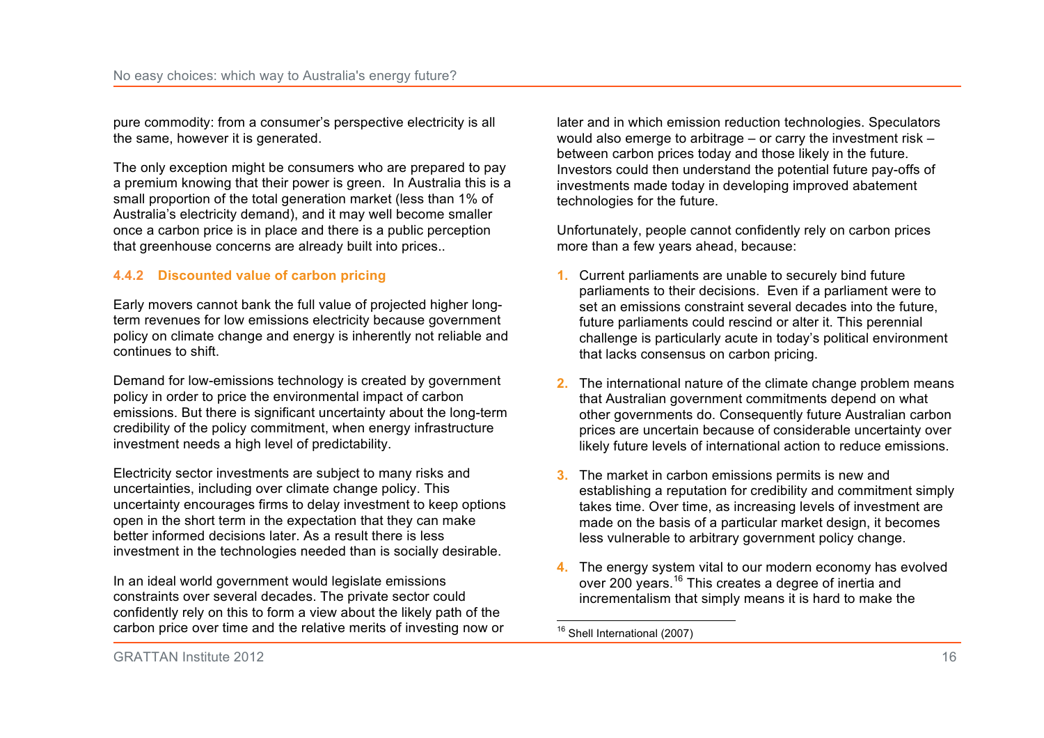pure commodity: from a consumer's perspective electricity is all the same, however it is generated.

The only exception might be consumers who are prepared to pay a premium knowing that their power is green. In Australia this is a small proportion of the total generation market (less than 1% of Australia's electricity demand), and it may well become smaller once a carbon price is in place and there is a public perception that greenhouse concerns are already built into prices..

### 4.4.2 Discounted value of carbon pricing

Early movers cannot bank the full value of projected higher long-term revenues for low emissions electricity because government policy on climate change and energy is inherently not reliable and continues to shift.

Demand for low-emissions technology is created by government policy in order to price the environmental impact of carbon emissions. But there is significant uncertainty about the long-term credibility of the policy commitment, when energy infrastructure investment needs a high level of predictability.

Electricity sector investments are subject to many risks and uncertainties, including over climate change policy. This uncertainty encourages firms to delay investment to keep options open in the short term in the expectation that they can make better informed decisions later. As a result there is less investment in the technologies needed than is socially desirable.

In an ideal world government would legislate emissions constraints over several decades. The private sector could confidently rely on this to form a view about the likely path of the carbon price over time and the relative merits of investing now or later and in which emission reduction technologies. Speculators would also emerge to arbitrage – or carry the investment risk – between carbon prices today and those likely in the future. Investors could then understand the potential future pay-offs of investments made today in developing improved abatement technologies for the future.

Unfortunately, people cannot confidently rely on carbon prices more than a few years ahead, because:

1. Current parliaments are unable to securely bind future parliaments to their decisions. Even if a parliament were to set an emissions constraint several decades into the future, future parliaments could rescind or alter it. This perennial challenge is particularly acute in today's political environment that lacks consensus on carbon pricing.

2. The international nature of the climate change problem means that Australian government commitments depend on what other governments do. Consequently future Australian carbon prices are uncertain because of considerable uncertainty over likely future levels of international action to reduce emissions.

3. The market in carbon emissions permits is new and establishing a reputation for credibility and commitment simply takes time. Over time, as increasing levels of investment are made on the basis of a particular market design, it becomes less vulnerable to arbitrary government policy change.

4. The energy system vital to our modern economy has evolved over 200 years.[16] This creates a degree of inertia and incrementalism that simply means it is hard to make the

[16] Shell International (2007)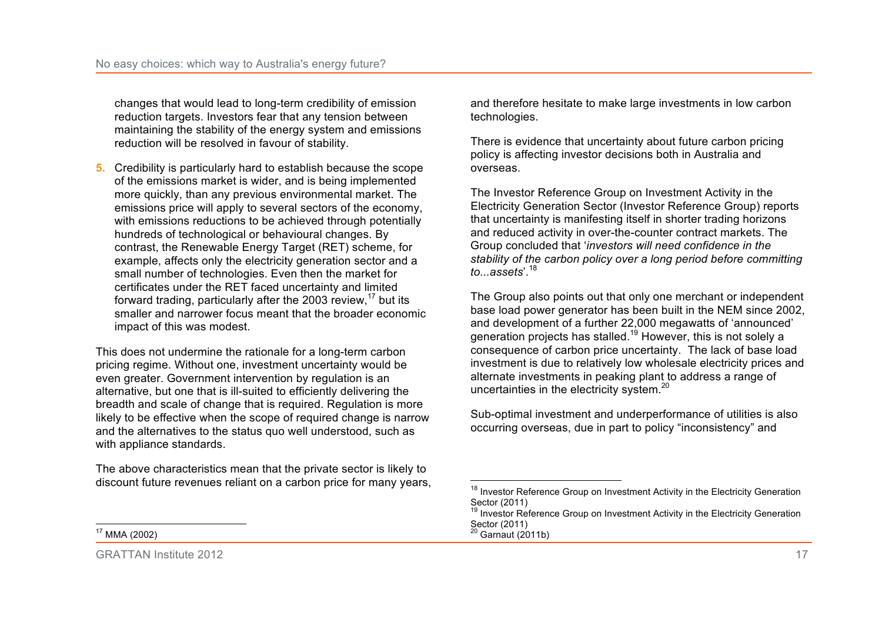changes that would lead to long-term credibility of emission reduction targets. Investors fear that any tension between maintaining the stability of the energy system and emissions reduction will be resolved in favour of stability.

5. Credibility is particularly hard to establish because the scope of the emissions market is wider, and is being implemented more quickly, than any previous environmental market. The emissions price will apply to several sectors of the economy, with emissions reductions to be achieved through potentially hundreds of technological or behavioural changes. By contrast, the Renewable Energy Target (RET) scheme, for example, affects only the electricity generation sector and a small number of technologies. Even then the market for certificates under the RET faced uncertainty and limited forward trading, particularly after the 2003 review,[17] but its smaller and narrower focus meant that the broader economic impact of this was modest.

This does not undermine the rationale for a long-term carbon pricing regime. Without one, investment uncertainty would be even greater. Government intervention by regulation is an alternative, but one that is ill-suited to efficiently delivering the breadth and scale of change that is required. Regulation is more likely to be effective when the scope of required change is narrow and the alternatives to the status quo well understood, such as with appliance standards.

The above characteristics mean that the private sector is likely to discount future revenues reliant on a carbon price for many years, and therefore hesitate to make large investments in low carbon technologies.

There is evidence that uncertainty about future carbon pricing policy is affecting investor decisions both in Australia and overseas.

The Investor Reference Group on Investment Activity in the Electricity Generation Sector (Investor Reference Group) reports that uncertainty is manifesting itself in shorter trading horizons and reduced activity in over-the-counter contract markets. The Group concluded that '*investors will need confidence in the stability of the carbon policy over a long period before committing to...assets*'.[18]

The Group also points out that only one merchant or independent base load power generator has been built in the NEM since 2002, and development of a further 22,000 megawatts of 'announced' generation projects has stalled.[19] However, this is not solely a consequence of carbon price uncertainty. The lack of base load investment is due to relatively low wholesale electricity prices and alternate investments in peaking plant to address a range of uncertainties in the electricity system.[20]

Sub-optimal investment and underperformance of utilities is also occurring overseas, due in part to policy "inconsistency" and

---

[17] MMA (2002)

[18] Investor Reference Group on Investment Activity in the Electricity Generation Sector (2011)

[19] Investor Reference Group on Investment Activity in the Electricity Generation Sector (2011)

[20] Garnaut (2011b)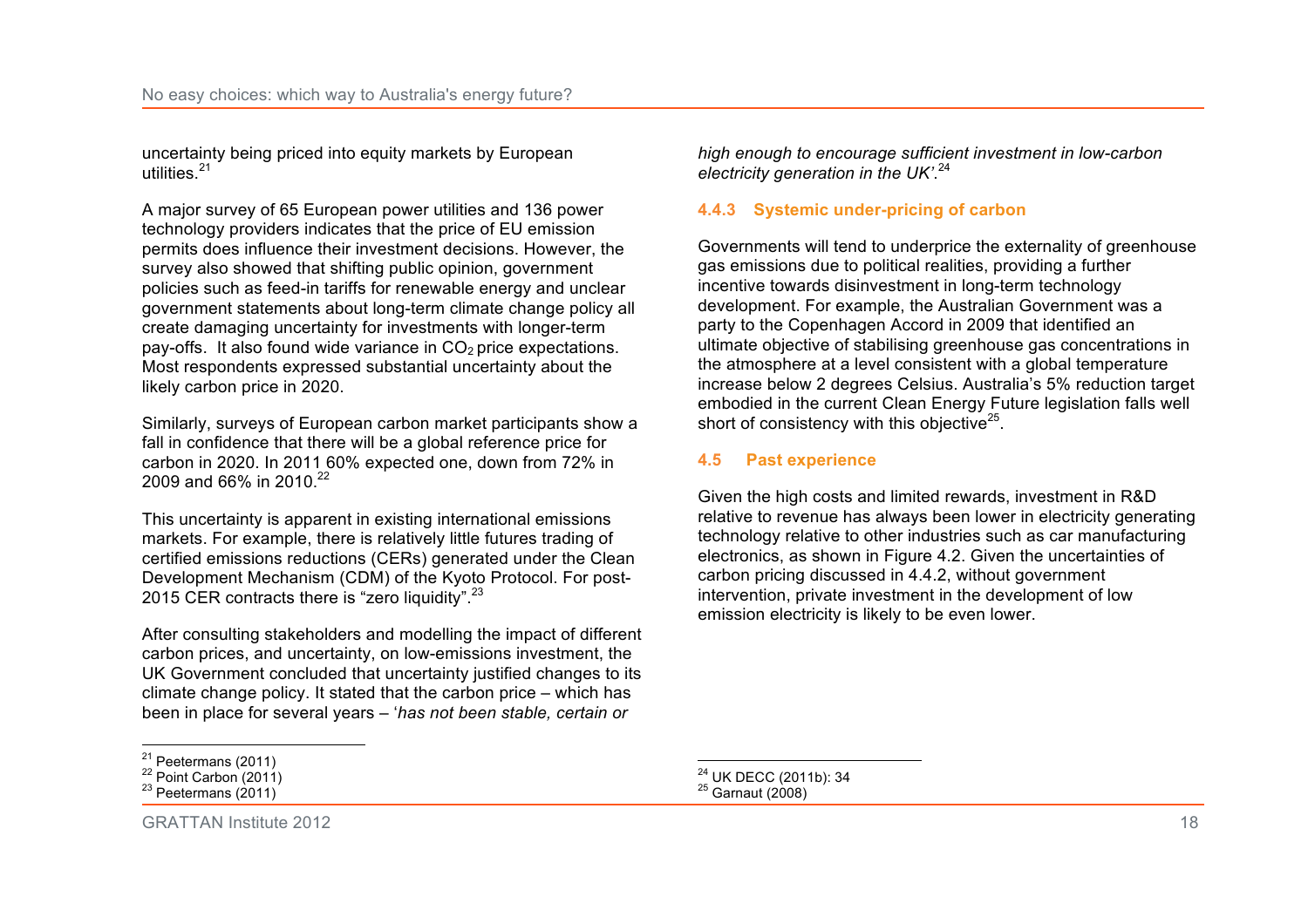uncertainty being priced into equity markets by European utilities.[21]

A major survey of 65 European power utilities and 136 power technology providers indicates that the price of EU emission permits does influence their investment decisions. However, the survey also showed that shifting public opinion, government policies such as feed-in tariffs for renewable energy and unclear government statements about long-term climate change policy all create damaging uncertainty for investments with longer-term pay-offs. It also found wide variance in $CO_2$ price expectations. Most respondents expressed substantial uncertainty about the likely carbon price in 2020.

Similarly, surveys of European carbon market participants show a fall in confidence that there will be a global reference price for carbon in 2020. In 2011 60% expected one, down from 72% in 2009 and 66% in 2010.[22]

This uncertainty is apparent in existing international emissions markets. For example, there is relatively little futures trading of certified emissions reductions (CERs) generated under the Clean Development Mechanism (CDM) of the Kyoto Protocol. For post-2015 CER contracts there is "zero liquidity".[23]

After consulting stakeholders and modelling the impact of different carbon prices, and uncertainty, on low-emissions investment, the UK Government concluded that uncertainty justified changes to its climate change policy. It stated that the carbon price – which has been in place for several years – '*has not been stable, certain or high enough to encourage sufficient investment in low-carbon electricity generation in the UK*'.[24]

### 4.4.3 Systemic under-pricing of carbon

Governments will tend to underprice the externality of greenhouse gas emissions due to political realities, providing a further incentive towards disinvestment in long-term technology development. For example, the Australian Government was a party to the Copenhagen Accord in 2009 that identified an ultimate objective of stabilising greenhouse gas concentrations in the atmosphere at a level consistent with a global temperature increase below 2 degrees Celsius. Australia's 5% reduction target embodied in the current Clean Energy Future legislation falls well short of consistency with this objective[25].

## 4.5 Past experience

Given the high costs and limited rewards, investment in R&D relative to revenue has always been lower in electricity generating technology relative to other industries such as car manufacturing electronics, as shown in Figure 4.2. Given the uncertainties of carbon pricing discussed in 4.4.2, without government intervention, private investment in the development of low emission electricity is likely to be even lower.

---

[21] Peetermans (2011)
[22] Point Carbon (2011)
[23] Peetermans (2011)
[24] UK DECC (2011b): 34
[25] Garnaut (2008)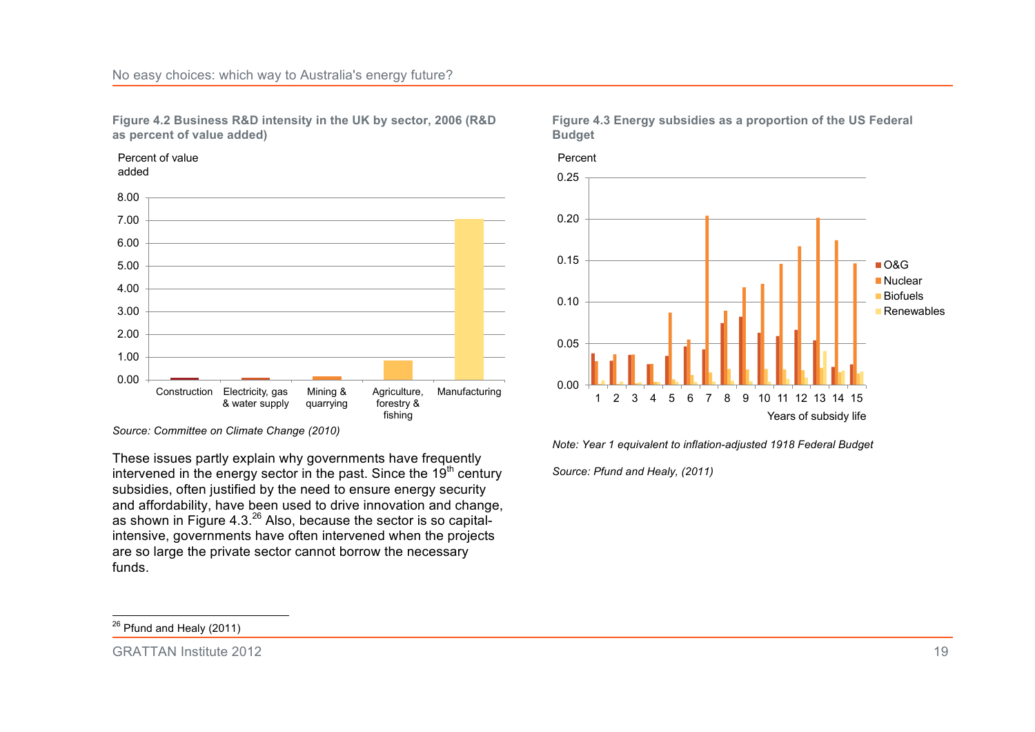**Figure 4.2 Business R&D intensity in the UK by sector, 2006 (R&D as percent of value added)**

Percent of value added

| Sector | Percent of value added |
|---|---|
| Construction | ~0.1 |
| Electricity, gas & water supply | ~0.1 |
| Mining & quarrying | ~0.15 |
| Agriculture, forestry & fishing | ~0.85 |
| Manufacturing | ~7.05 |

*Source: Committee on Climate Change (2010)*

These issues partly explain why governments have frequently intervened in the energy sector in the past. Since the 19th century subsidies, often justified by the need to ensure energy security and affordability, have been used to drive innovation and change, as shown in Figure 4.3.[26] Also, because the sector is so capital-intensive, governments have often intervened when the projects are so large the private sector cannot borrow the necessary funds.

**Figure 4.3 Energy subsidies as a proportion of the US Federal Budget**

Percent (approximate values read from chart)

| Years of subsidy life | O&G | Nuclear | Biofuels | Renewables |
|---|---|---|---|---|
| 1 | 0.038 | 0.029 | 0.001 | 0.005 |
| 2 | 0.029 | 0.037 | 0.001 | 0.004 |
| 3 | 0.036 | 0.037 | 0.002 | 0.003 |
| 4 | 0.025 | 0.025 | 0.003 | 0.003 |
| 5 | 0.035 | 0.087 | 0.007 | 0.004 |
| 6 | 0.047 | 0.055 | 0.012 | 0.004 |
| 7 | 0.043 | 0.205 | 0.015 | 0.004 |
| 8 | 0.075 | 0.089 | 0.019 | 0.005 |
| 9 | 0.082 | 0.118 | 0.019 | 0.004 |
| 10 | 0.063 | 0.122 | 0.019 | 0.003 |
| 11 | 0.059 | 0.146 | 0.019 | 0.007 |
| 12 | 0.067 | 0.167 | 0.018 | 0.009 |
| 13 | 0.054 | 0.202 | 0.021 | 0.041 |
| 14 | 0.022 | 0.175 | 0.015 | 0.017 |
| 15 | 0.025 | 0.147 | 0.013 | 0.016 |

*Note: Year 1 equivalent to inflation-adjusted 1918 Federal Budget*

*Source: Pfund and Healy, (2011)*

[26] Pfund and Healy (2011)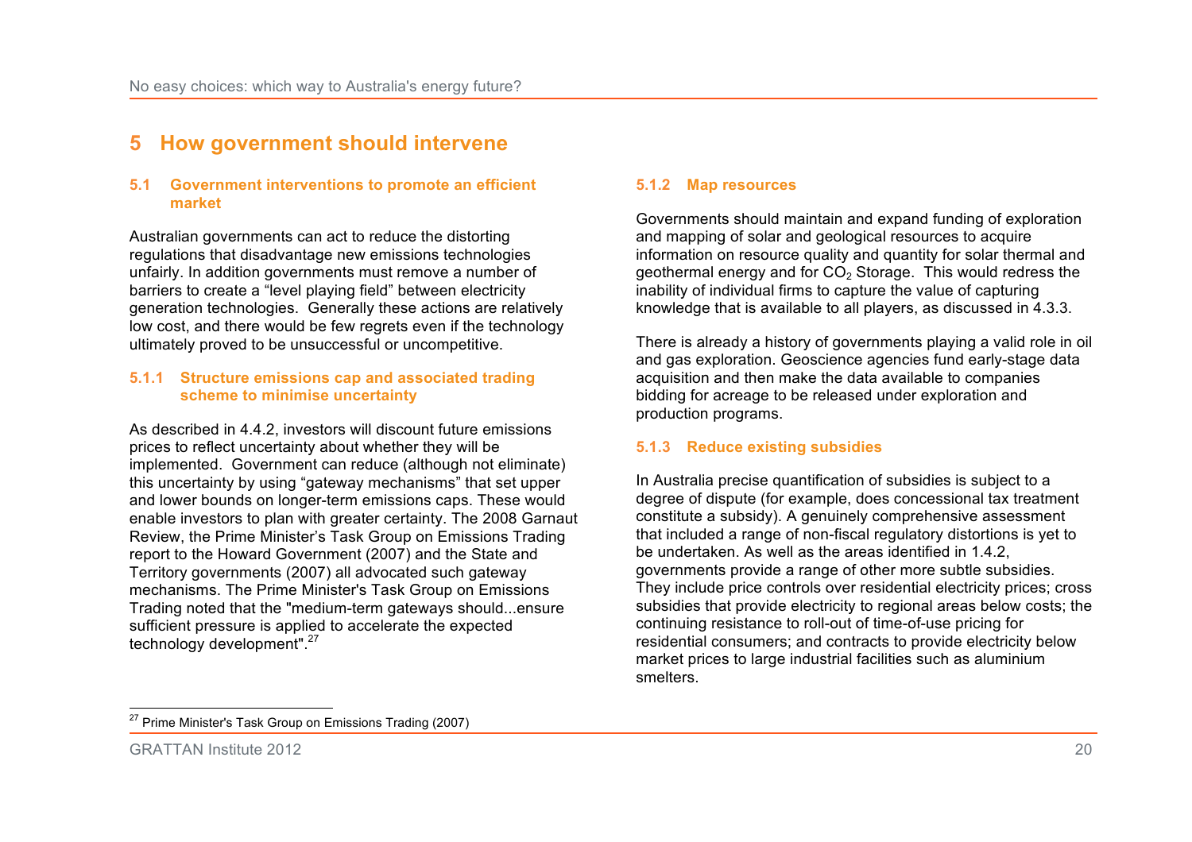# 5 How government should intervene

## 5.1 Government interventions to promote an efficient market

Australian governments can act to reduce the distorting regulations that disadvantage new emissions technologies unfairly. In addition governments must remove a number of barriers to create a "level playing field" between electricity generation technologies. Generally these actions are relatively low cost, and there would be few regrets even if the technology ultimately proved to be unsuccessful or uncompetitive.

### 5.1.1 Structure emissions cap and associated trading scheme to minimise uncertainty

As described in 4.4.2, investors will discount future emissions prices to reflect uncertainty about whether they will be implemented. Government can reduce (although not eliminate) this uncertainty by using "gateway mechanisms" that set upper and lower bounds on longer-term emissions caps. These would enable investors to plan with greater certainty. The 2008 Garnaut Review, the Prime Minister's Task Group on Emissions Trading report to the Howard Government (2007) and the State and Territory governments (2007) all advocated such gateway mechanisms. The Prime Minister's Task Group on Emissions Trading noted that the "medium-term gateways should...ensure sufficient pressure is applied to accelerate the expected technology development".[27]

### 5.1.2 Map resources

Governments should maintain and expand funding of exploration and mapping of solar and geological resources to acquire information on resource quality and quantity for solar thermal and geothermal energy and for $CO_2$ Storage. This would redress the inability of individual firms to capture the value of capturing knowledge that is available to all players, as discussed in 4.3.3.

There is already a history of governments playing a valid role in oil and gas exploration. Geoscience agencies fund early-stage data acquisition and then make the data available to companies bidding for acreage to be released under exploration and production programs.

### 5.1.3 Reduce existing subsidies

In Australia precise quantification of subsidies is subject to a degree of dispute (for example, does concessional tax treatment constitute a subsidy). A genuinely comprehensive assessment that included a range of non-fiscal regulatory distortions is yet to be undertaken. As well as the areas identified in 1.4.2, governments provide a range of other more subtle subsidies. They include price controls over residential electricity prices; cross subsidies that provide electricity to regional areas below costs; the continuing resistance to roll-out of time-of-use pricing for residential consumers; and contracts to provide electricity below market prices to large industrial facilities such as aluminium smelters.

---

[27] Prime Minister's Task Group on Emissions Trading (2007)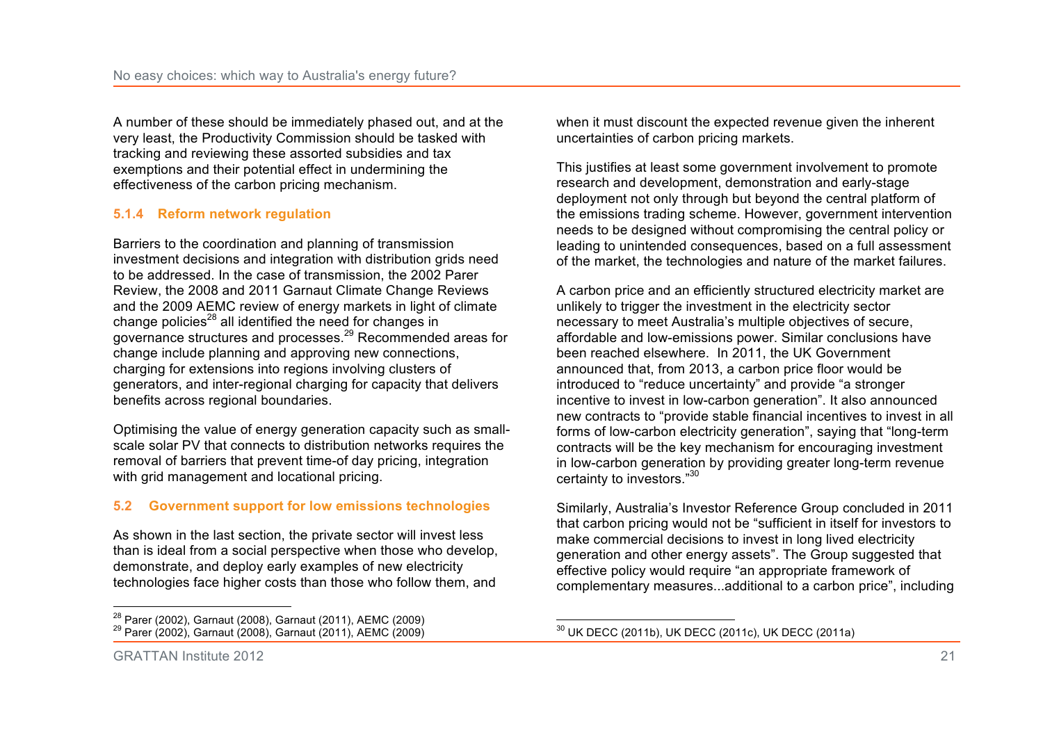A number of these should be immediately phased out, and at the very least, the Productivity Commission should be tasked with tracking and reviewing these assorted subsidies and tax exemptions and their potential effect in undermining the effectiveness of the carbon pricing mechanism.

### 5.1.4 Reform network regulation

Barriers to the coordination and planning of transmission investment decisions and integration with distribution grids need to be addressed. In the case of transmission, the 2002 Parer Review, the 2008 and 2011 Garnaut Climate Change Reviews and the 2009 AEMC review of energy markets in light of climate change policies[28] all identified the need for changes in governance structures and processes.[29] Recommended areas for change include planning and approving new connections, charging for extensions into regions involving clusters of generators, and inter-regional charging for capacity that delivers benefits across regional boundaries.

Optimising the value of energy generation capacity such as small-scale solar PV that connects to distribution networks requires the removal of barriers that prevent time-of day pricing, integration with grid management and locational pricing.

## 5.2 Government support for low emissions technologies

As shown in the last section, the private sector will invest less than is ideal from a social perspective when those who develop, demonstrate, and deploy early examples of new electricity technologies face higher costs than those who follow them, and when it must discount the expected revenue given the inherent uncertainties of carbon pricing markets.

This justifies at least some government involvement to promote research and development, demonstration and early-stage deployment not only through but beyond the central platform of the emissions trading scheme. However, government intervention needs to be designed without compromising the central policy or leading to unintended consequences, based on a full assessment of the market, the technologies and nature of the market failures.

A carbon price and an efficiently structured electricity market are unlikely to trigger the investment in the electricity sector necessary to meet Australia's multiple objectives of secure, affordable and low-emissions power. Similar conclusions have been reached elsewhere. In 2011, the UK Government announced that, from 2013, a carbon price floor would be introduced to "reduce uncertainty" and provide "a stronger incentive to invest in low-carbon generation". It also announced new contracts to "provide stable financial incentives to invest in all forms of low-carbon electricity generation", saying that "long-term contracts will be the key mechanism for encouraging investment in low-carbon generation by providing greater long-term revenue certainty to investors."[30]

Similarly, Australia's Investor Reference Group concluded in 2011 that carbon pricing would not be "sufficient in itself for investors to make commercial decisions to invest in long lived electricity generation and other energy assets". The Group suggested that effective policy would require "an appropriate framework of complementary measures...additional to a carbon price", including

---

[28] Parer (2002), Garnaut (2008), Garnaut (2011), AEMC (2009)

[29] Parer (2002), Garnaut (2008), Garnaut (2011), AEMC (2009)

[30] UK DECC (2011b), UK DECC (2011c), UK DECC (2011a)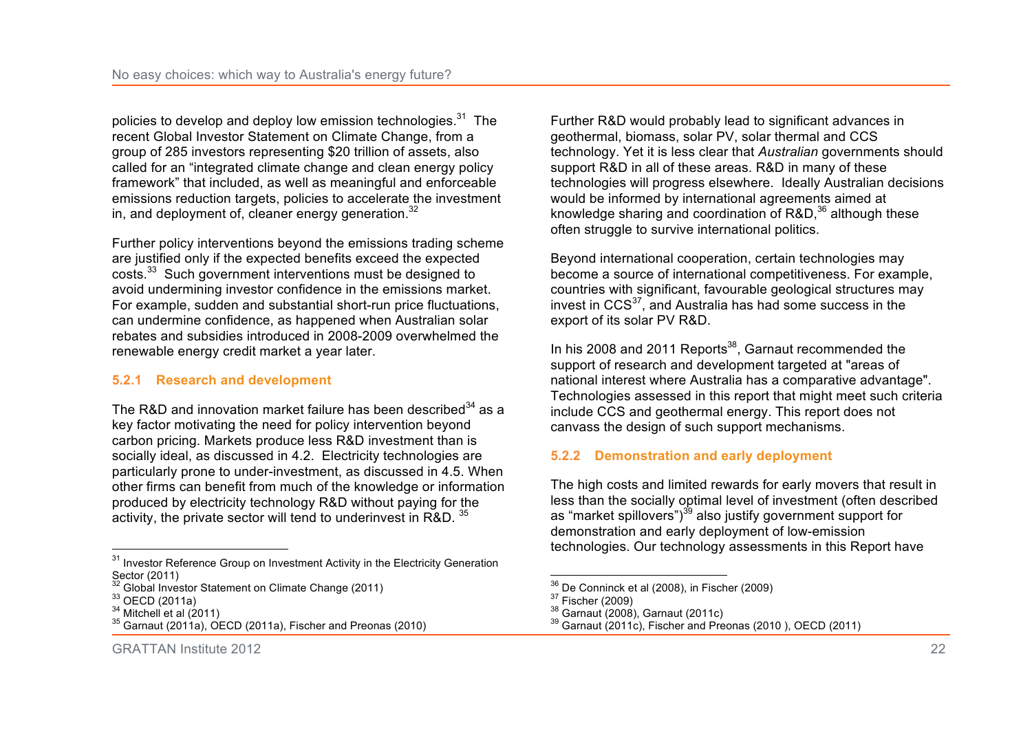policies to develop and deploy low emission technologies.[31] The recent Global Investor Statement on Climate Change, from a group of 285 investors representing $20 trillion of assets, also called for an "integrated climate change and clean energy policy framework" that included, as well as meaningful and enforceable emissions reduction targets, policies to accelerate the investment in, and deployment of, cleaner energy generation.[32]

Further policy interventions beyond the emissions trading scheme are justified only if the expected benefits exceed the expected costs.[33] Such government interventions must be designed to avoid undermining investor confidence in the emissions market. For example, sudden and substantial short-run price fluctuations, can undermine confidence, as happened when Australian solar rebates and subsidies introduced in 2008-2009 overwhelmed the renewable energy credit market a year later.

### 5.2.1 Research and development

The R&D and innovation market failure has been described[34] as a key factor motivating the need for policy intervention beyond carbon pricing. Markets produce less R&D investment than is socially ideal, as discussed in 4.2. Electricity technologies are particularly prone to under-investment, as discussed in 4.5. When other firms can benefit from much of the knowledge or information produced by electricity technology R&D without paying for the activity, the private sector will tend to underinvest in R&D.[35]

Further R&D would probably lead to significant advances in geothermal, biomass, solar PV, solar thermal and CCS technology. Yet it is less clear that *Australian* governments should support R&D in all of these areas. R&D in many of these technologies will progress elsewhere. Ideally Australian decisions would be informed by international agreements aimed at knowledge sharing and coordination of R&D,[36] although these often struggle to survive international politics.

Beyond international cooperation, certain technologies may become a source of international competitiveness. For example, countries with significant, favourable geological structures may invest in CCS[37], and Australia has had some success in the export of its solar PV R&D.

In his 2008 and 2011 Reports[38], Garnaut recommended the support of research and development targeted at "areas of national interest where Australia has a comparative advantage". Technologies assessed in this report that might meet such criteria include CCS and geothermal energy. This report does not canvass the design of such support mechanisms.

### 5.2.2 Demonstration and early deployment

The high costs and limited rewards for early movers that result in less than the socially optimal level of investment (often described as "market spillovers")[39] also justify government support for demonstration and early deployment of low-emission technologies. Our technology assessments in this Report have

---

[31] Investor Reference Group on Investment Activity in the Electricity Generation Sector (2011)
[32] Global Investor Statement on Climate Change (2011)
[33] OECD (2011a)
[34] Mitchell et al (2011)
[35] Garnaut (2011a), OECD (2011a), Fischer and Preonas (2010)
[36] De Conninck et al (2008), in Fischer (2009)
[37] Fischer (2009)
[38] Garnaut (2008), Garnaut (2011c)
[39] Garnaut (2011c), Fischer and Preonas (2010 ), OECD (2011)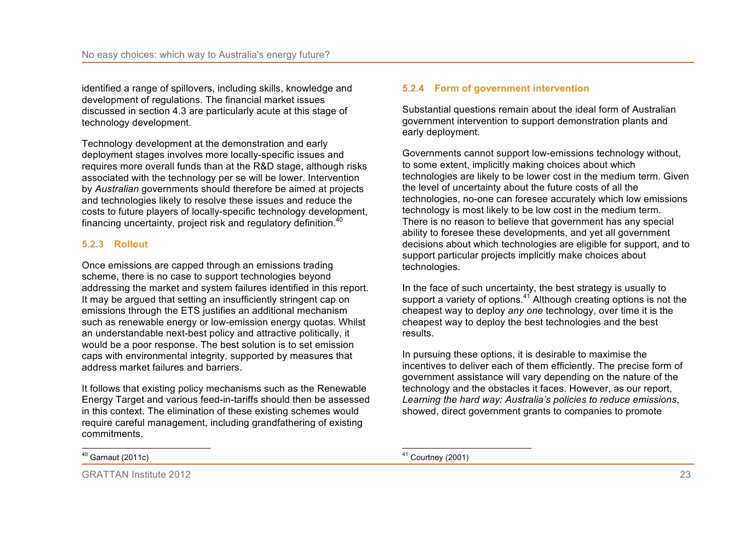identified a range of spillovers, including skills, knowledge and development of regulations. The financial market issues discussed in section 4.3 are particularly acute at this stage of technology development.

Technology development at the demonstration and early deployment stages involves more locally-specific issues and requires more overall funds than at the R&D stage, although risks associated with the technology per se will be lower. Intervention by *Australian* governments should therefore be aimed at projects and technologies likely to resolve these issues and reduce the costs to future players of locally-specific technology development, financing uncertainty, project risk and regulatory definition.[40]

### 5.2.3 Rollout

Once emissions are capped through an emissions trading scheme, there is no case to support technologies beyond addressing the market and system failures identified in this report. It may be argued that setting an insufficiently stringent cap on emissions through the ETS justifies an additional mechanism such as renewable energy or low-emission energy quotas. Whilst an understandable next-best policy and attractive politically, it would be a poor response. The best solution is to set emission caps with environmental integrity, supported by measures that address market failures and barriers.

It follows that existing policy mechanisms such as the Renewable Energy Target and various feed-in-tariffs should then be assessed in this context. The elimination of these existing schemes would require careful management, including grandfathering of existing commitments.

[40] Garnaut (2011c)

### 5.2.4 Form of government intervention

Substantial questions remain about the ideal form of Australian government intervention to support demonstration plants and early deployment.

Governments cannot support low-emissions technology without, to some extent, implicitly making choices about which technologies are likely to be lower cost in the medium term. Given the level of uncertainty about the future costs of all the technologies, no-one can foresee accurately which low emissions technology is most likely to be low cost in the medium term. There is no reason to believe that government has any special ability to foresee these developments, and yet all government decisions about which technologies are eligible for support, and to support particular projects implicitly make choices about technologies.

In the face of such uncertainty, the best strategy is usually to support a variety of options.[41] Although creating options is not the cheapest way to deploy *any one* technology, over time it is the cheapest way to deploy the best technologies and the best results.

In pursuing these options, it is desirable to maximise the incentives to deliver each of them efficiently. The precise form of government assistance will vary depending on the nature of the technology and the obstacles it faces. However, as our report, *Learning the hard way: Australia's policies to reduce emissions*, showed, direct government grants to companies to promote

[41] Courtney (2001)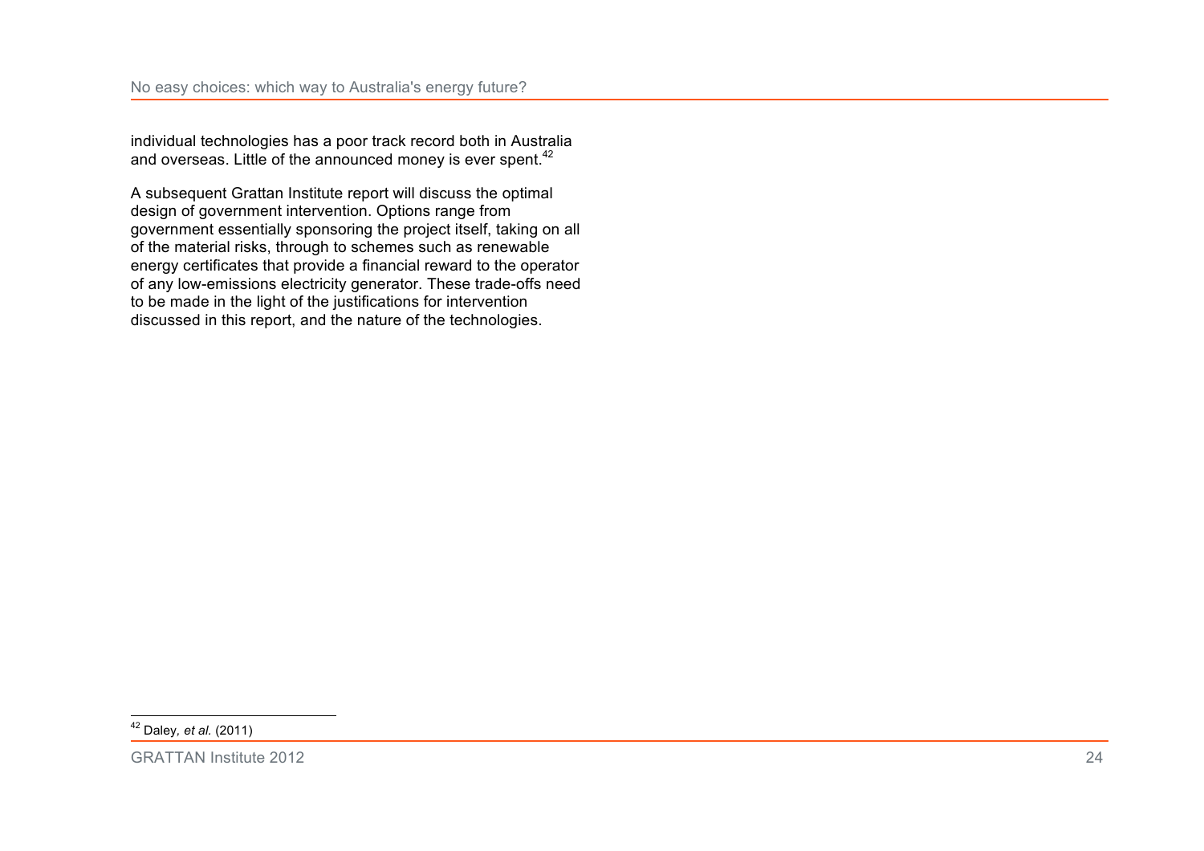individual technologies has a poor track record both in Australia and overseas. Little of the announced money is ever spent.[42]

A subsequent Grattan Institute report will discuss the optimal design of government intervention. Options range from government essentially sponsoring the project itself, taking on all of the material risks, through to schemes such as renewable energy certificates that provide a financial reward to the operator of any low-emissions electricity generator. These trade-offs need to be made in the light of the justifications for intervention discussed in this report, and the nature of the technologies.

[42] Daley, *et al.* (2011)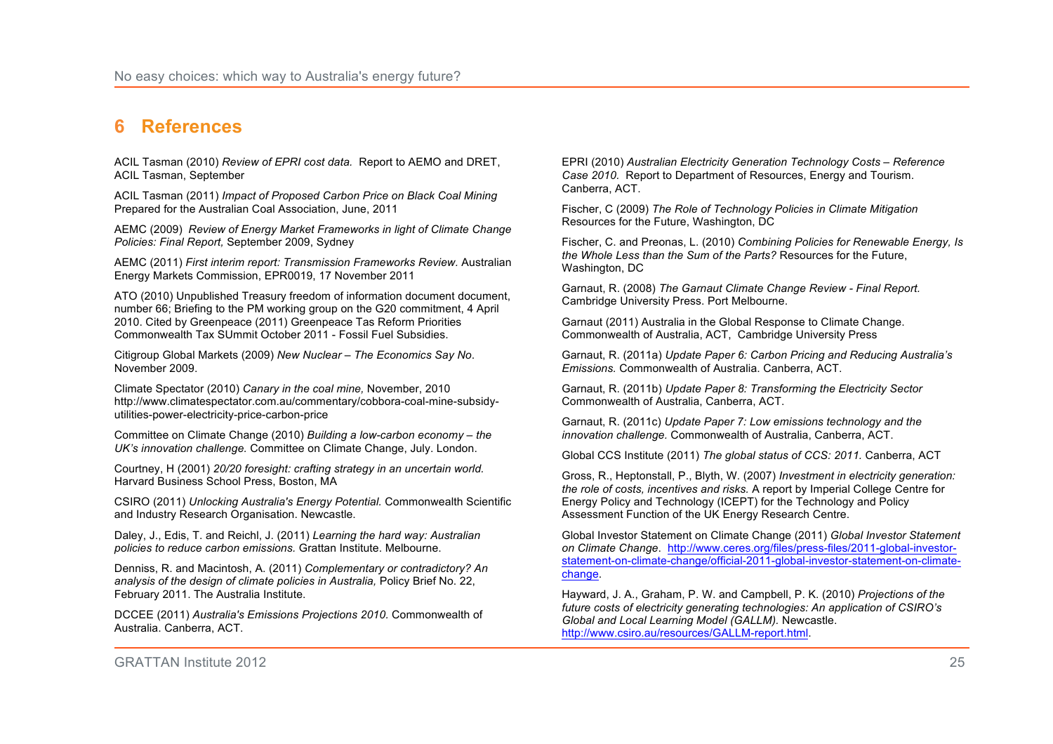# 6 References

ACIL Tasman (2010) *Review of EPRI cost data.* Report to AEMO and DRET, ACIL Tasman, September

ACIL Tasman (2011) *Impact of Proposed Carbon Price on Black Coal Mining* Prepared for the Australian Coal Association, June, 2011

AEMC (2009) *Review of Energy Market Frameworks in light of Climate Change Policies: Final Report,* September 2009, Sydney

AEMC (2011) *First interim report: Transmission Frameworks Review.* Australian Energy Markets Commission, EPR0019, 17 November 2011

ATO (2010) Unpublished Treasury freedom of information document document, number 66; Briefing to the PM working group on the G20 commitment, 4 April 2010. Cited by Greenpeace (2011) Greenpeace Tas Reform Priorities Commonwealth Tax SUmmit October 2011 - Fossil Fuel Subsidies.

Citigroup Global Markets (2009) *New Nuclear – The Economics Say No*. November 2009.

Climate Spectator (2010) *Canary in the coal mine,* November, 2010 http://www.climatespectator.com.au/commentary/cobbora-coal-mine-subsidy-utilities-power-electricity-price-carbon-price

Committee on Climate Change (2010) *Building a low-carbon economy – the UK's innovation challenge.* Committee on Climate Change, July. London.

Courtney, H (2001) *20/20 foresight: crafting strategy in an uncertain world.* Harvard Business School Press, Boston, MA

CSIRO (2011) *Unlocking Australia's Energy Potential.* Commonwealth Scientific and Industry Research Organisation. Newcastle.

Daley, J., Edis, T. and Reichl, J. (2011) *Learning the hard way: Australian policies to reduce carbon emissions.* Grattan Institute. Melbourne.

Denniss, R. and Macintosh, A. (2011) *Complementary or contradictory? An analysis of the design of climate policies in Australia,* Policy Brief No. 22, February 2011. The Australia Institute.

DCCEE (2011) *Australia's Emissions Projections 2010.* Commonwealth of Australia. Canberra, ACT.

EPRI (2010) *Australian Electricity Generation Technology Costs – Reference Case 2010.* Report to Department of Resources, Energy and Tourism. Canberra, ACT.

Fischer, C (2009) *The Role of Technology Policies in Climate Mitigation* Resources for the Future, Washington, DC

Fischer, C. and Preonas, L. (2010) *Combining Policies for Renewable Energy, Is the Whole Less than the Sum of the Parts?* Resources for the Future, Washington, DC

Garnaut, R. (2008) *The Garnaut Climate Change Review - Final Report.* Cambridge University Press. Port Melbourne.

Garnaut (2011) Australia in the Global Response to Climate Change. Commonwealth of Australia, ACT, Cambridge University Press

Garnaut, R. (2011a) *Update Paper 6: Carbon Pricing and Reducing Australia's Emissions.* Commonwealth of Australia. Canberra, ACT.

Garnaut, R. (2011b) *Update Paper 8: Transforming the Electricity Sector* Commonwealth of Australia, Canberra, ACT.

Garnaut, R. (2011c) *Update Paper 7: Low emissions technology and the innovation challenge.* Commonwealth of Australia, Canberra, ACT.

Global CCS Institute (2011) *The global status of CCS: 2011.* Canberra, ACT

Gross, R., Heptonstall, P., Blyth, W. (2007) *Investment in electricity generation: the role of costs, incentives and risks.* A report by Imperial College Centre for Energy Policy and Technology (ICEPT) for the Technology and Policy Assessment Function of the UK Energy Research Centre.

Global Investor Statement on Climate Change (2011) *Global Investor Statement on Climate Change*. http://www.ceres.org/files/press-files/2011-global-investor-statement-on-climate-change/official-2011-global-investor-statement-on-climate-change.

Hayward, J. A., Graham, P. W. and Campbell, P. K. (2010) *Projections of the future costs of electricity generating technologies: An application of CSIRO's Global and Local Learning Model (GALLM).* Newcastle. http://www.csiro.au/resources/GALLM-report.html.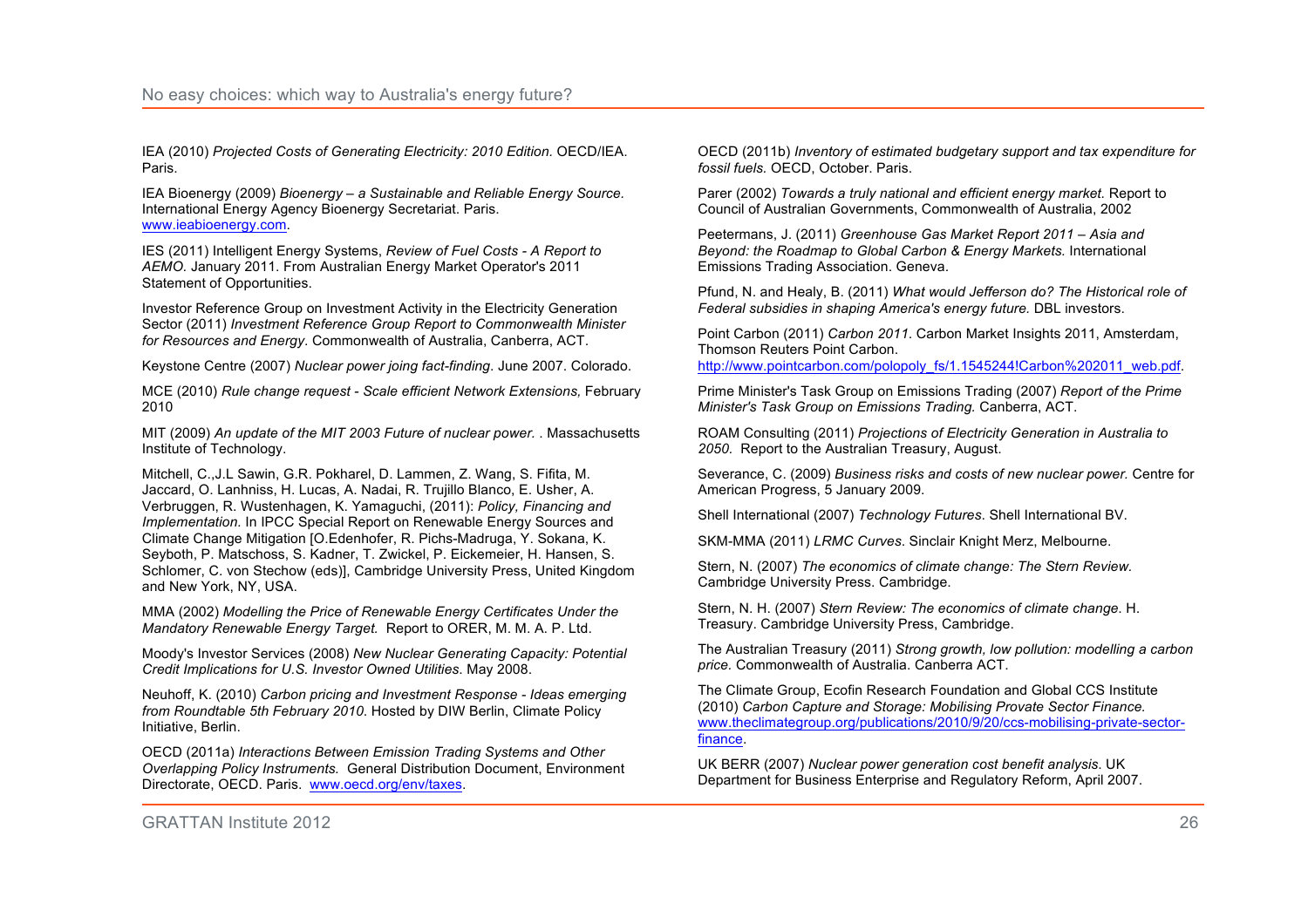IEA (2010) *Projected Costs of Generating Electricity: 2010 Edition.* OECD/IEA. Paris.

IEA Bioenergy (2009) *Bioenergy – a Sustainable and Reliable Energy Source.* International Energy Agency Bioenergy Secretariat. Paris. www.ieabioenergy.com.

IES (2011) Intelligent Energy Systems, *Review of Fuel Costs - A Report to AEMO.* January 2011. From Australian Energy Market Operator's 2011 Statement of Opportunities.

Investor Reference Group on Investment Activity in the Electricity Generation Sector (2011) *Investment Reference Group Report to Commonwealth Minister for Resources and Energy*. Commonwealth of Australia, Canberra, ACT.

Keystone Centre (2007) *Nuclear power joing fact-finding.* June 2007. Colorado.

MCE (2010) *Rule change request - Scale efficient Network Extensions,* February 2010

MIT (2009) *An update of the MIT 2003 Future of nuclear power.* . Massachusetts Institute of Technology.

Mitchell, C.,J.L Sawin, G.R. Pokharel, D. Lammen, Z. Wang, S. Fifita, M. Jaccard, O. Lanhniss, H. Lucas, A. Nadai, R. Trujillo Blanco, E. Usher, A. Verbruggen, R. Wustenhagen, K. Yamaguchi, (2011): *Policy, Financing and Implementation.* In IPCC Special Report on Renewable Energy Sources and Climate Change Mitigation [O.Edenhofer, R. Pichs-Madruga, Y. Sokana, K. Seyboth, P. Matschoss, S. Kadner, T. Zwickel, P. Eickemeier, H. Hansen, S. Schlomer, C. von Stechow (eds)], Cambridge University Press, United Kingdom and New York, NY, USA.

MMA (2002) *Modelling the Price of Renewable Energy Certificates Under the Mandatory Renewable Energy Target.* Report to ORER, M. M. A. P. Ltd.

Moody's Investor Services (2008) *New Nuclear Generating Capacity: Potential Credit Implications for U.S. Investor Owned Utilities*. May 2008.

Neuhoff, K. (2010) *Carbon pricing and Investment Response - Ideas emerging from Roundtable 5th February 2010*. Hosted by DIW Berlin, Climate Policy Initiative, Berlin.

OECD (2011a) *Interactions Between Emission Trading Systems and Other Overlapping Policy Instruments.* General Distribution Document, Environment Directorate, OECD. Paris. www.oecd.org/env/taxes.

OECD (2011b) *Inventory of estimated budgetary support and tax expenditure for fossil fuels.* OECD, October. Paris.

Parer (2002) *Towards a truly national and efficient energy market.* Report to Council of Australian Governments, Commonwealth of Australia, 2002

Peetermans, J. (2011) *Greenhouse Gas Market Report 2011 – Asia and Beyond: the Roadmap to Global Carbon & Energy Markets.* International Emissions Trading Association. Geneva.

Pfund, N. and Healy, B. (2011) *What would Jefferson do? The Historical role of Federal subsidies in shaping America's energy future.* DBL investors.

Point Carbon (2011) *Carbon 2011*. Carbon Market Insights 2011, Amsterdam, Thomson Reuters Point Carbon. http://www.pointcarbon.com/polopoly_fs/1.1545244!Carbon%202011_web.pdf.

Prime Minister's Task Group on Emissions Trading (2007) *Report of the Prime Minister's Task Group on Emissions Trading.* Canberra, ACT.

ROAM Consulting (2011) *Projections of Electricity Generation in Australia to 2050.* Report to the Australian Treasury, August.

Severance, C. (2009) *Business risks and costs of new nuclear power.* Centre for American Progress, 5 January 2009.

Shell International (2007) *Technology Futures*. Shell International BV.

SKM-MMA (2011) *LRMC Curves*. Sinclair Knight Merz, Melbourne.

Stern, N. (2007) *The economics of climate change: The Stern Review.* Cambridge University Press. Cambridge.

Stern, N. H. (2007) *Stern Review: The economics of climate change*. H. Treasury. Cambridge University Press, Cambridge.

The Australian Treasury (2011) *Strong growth, low pollution: modelling a carbon price.* Commonwealth of Australia. Canberra ACT.

The Climate Group, Ecofin Research Foundation and Global CCS Institute (2010) *Carbon Capture and Storage: Mobilising Provate Sector Finance.* www.theclimategroup.org/publications/2010/9/20/ccs-mobilising-private-sector-finance.

UK BERR (2007) *Nuclear power generation cost benefit analysis*. UK Department for Business Enterprise and Regulatory Reform, April 2007.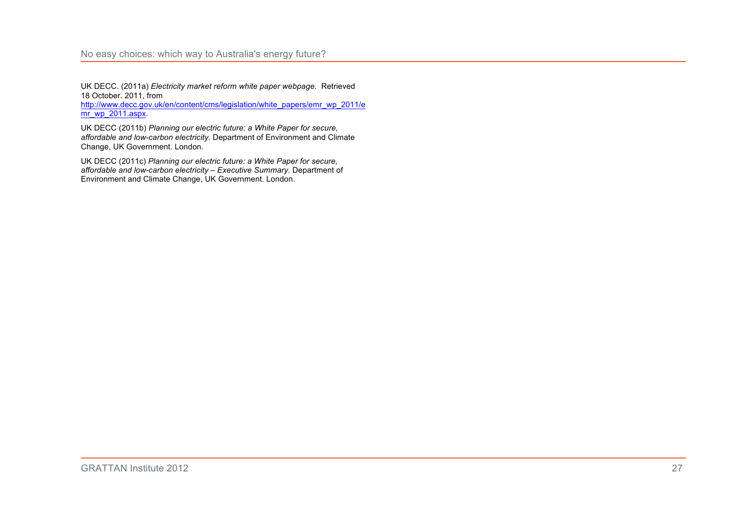UK DECC. (2011a) *Electricity market reform white paper webpage*. Retrieved 18 October. 2011, from http://www.decc.gov.uk/en/content/cms/legislation/white_papers/emr_wp_2011/emr_wp_2011.aspx.

UK DECC (2011b) *Planning our electric future: a White Paper for secure, affordable and low-carbon electricity.* Department of Environment and Climate Change, UK Government. London.

UK DECC (2011c) *Planning our electric future: a White Paper for secure, affordable and low-carbon electricity – Executive Summary.* Department of Environment and Climate Change, UK Government. London.